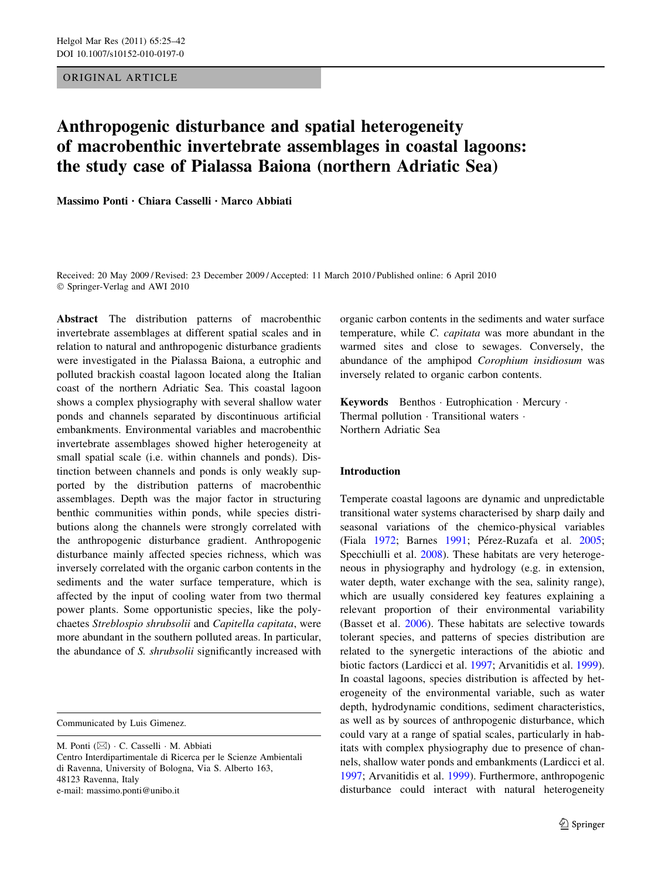ORIGINAL ARTICLE

# Anthropogenic disturbance and spatial heterogeneity of macrobenthic invertebrate assemblages in coastal lagoons: the study case of Pialassa Baiona (northern Adriatic Sea)

**Massimo Ponti · Chiara Casselli · Marco Abbiati**

Received: 20 May 2009 / Revised: 23 December 2009 / Accepted: 11 March 2010 / Published online: 6 April 2010
© Springer-Verlag and AWI 2010

**Abstract** The distribution patterns of macrobenthic invertebrate assemblages at different spatial scales and in relation to natural and anthropogenic disturbance gradients were investigated in the Pialassa Baiona, a eutrophic and polluted brackish coastal lagoon located along the Italian coast of the northern Adriatic Sea. This coastal lagoon shows a complex physiography with several shallow water ponds and channels separated by discontinuous artificial embankments. Environmental variables and macrobenthic invertebrate assemblages showed higher heterogeneity at small spatial scale (i.e. within channels and ponds). Distinction between channels and ponds is only weakly supported by the distribution patterns of macrobenthic assemblages. Depth was the major factor in structuring benthic communities within ponds, while species distributions along the channels were strongly correlated with the anthropogenic disturbance gradient. Anthropogenic disturbance mainly affected species richness, which was inversely correlated with the organic carbon contents in the sediments and the water surface temperature, which is affected by the input of cooling water from two thermal power plants. Some opportunistic species, like the polychaetes *Streblospio shrubsolii* and *Capitella capitata*, were more abundant in the southern polluted areas. In particular, the abundance of *S. shrubsolii* significantly increased with organic carbon contents in the sediments and water surface temperature, while *C. capitata* was more abundant in the warmed sites and close to sewages. Conversely, the abundance of the amphipod *Corophium insidiosum* was inversely related to organic carbon contents.

**Keywords** Benthos · Eutrophication · Mercury · Thermal pollution · Transitional waters · Northern Adriatic Sea

Communicated by Luis Gimenez.

M. Ponti (✉) · C. Casselli · M. Abbiati
Centro Interdipartimentale di Ricerca per le Scienze Ambientali di Ravenna, University of Bologna, Via S. Alberto 163, 48123 Ravenna, Italy
e-mail: massimo.ponti@unibo.it

## Introduction

Temperate coastal lagoons are dynamic and unpredictable transitional water systems characterised by sharp daily and seasonal variations of the chemico-physical variables (Fiala 1972; Barnes 1991; Pérez-Ruzafa et al. 2005; Specchiulli et al. 2008). These habitats are very heterogeneous in physiography and hydrology (e.g. in extension, water depth, water exchange with the sea, salinity range), which are usually considered key features explaining a relevant proportion of their environmental variability (Basset et al. 2006). These habitats are selective towards tolerant species, and patterns of species distribution are related to the synergetic interactions of the abiotic and biotic factors (Lardicci et al. 1997; Arvanitidis et al. 1999). In coastal lagoons, species distribution is affected by heterogeneity of the environmental variable, such as water depth, hydrodynamic conditions, sediment characteristics, as well as by sources of anthropogenic disturbance, which could vary at a range of spatial scales, particularly in habitats with complex physiography due to presence of channels, shallow water ponds and embankments (Lardicci et al. 1997; Arvanitidis et al. 1999). Furthermore, anthropogenic disturbance could interact with natural heterogeneity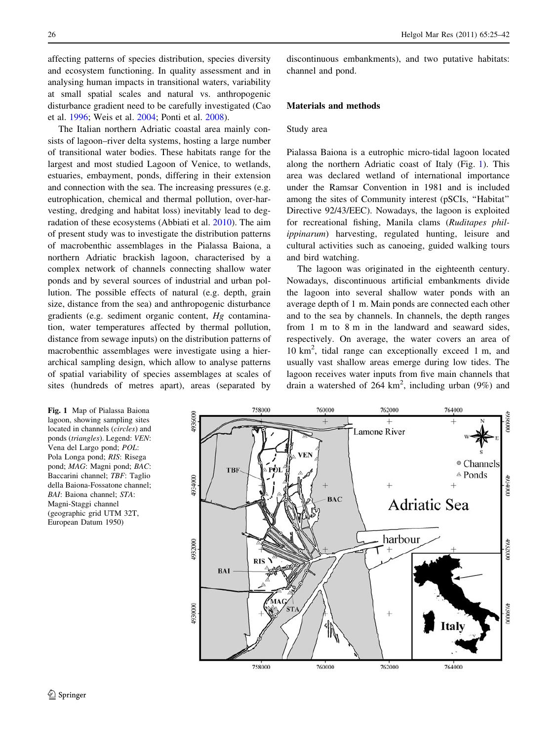affecting patterns of species distribution, species diversity and ecosystem functioning. In quality assessment and in analysing human impacts in transitional waters, variability at small spatial scales and natural vs. anthropogenic disturbance gradient need to be carefully investigated (Cao et al. 1996; Weis et al. 2004; Ponti et al. 2008).

The Italian northern Adriatic coastal area mainly consists of lagoon–river delta systems, hosting a large number of transitional water bodies. These habitats range for the largest and most studied Lagoon of Venice, to wetlands, estuaries, embayment, ponds, differing in their extension and connection with the sea. The increasing pressures (e.g. eutrophication, chemical and thermal pollution, over-harvesting, dredging and habitat loss) inevitably lead to degradation of these ecosystems (Abbiati et al. 2010). The aim of present study was to investigate the distribution patterns of macrobenthic assemblages in the Pialassa Baiona, a northern Adriatic brackish lagoon, characterised by a complex network of channels connecting shallow water ponds and by several sources of industrial and urban pollution. The possible effects of natural (e.g. depth, grain size, distance from the sea) and anthropogenic disturbance gradients (e.g. sediment organic content, *Hg* contamination, water temperatures affected by thermal pollution, distance from sewage inputs) on the distribution patterns of macrobenthic assemblages were investigate using a hierarchical sampling design, which allow to analyse patterns of spatial variability of species assemblages at scales of sites (hundreds of metres apart), areas (separated by discontinuous embankments), and two putative habitats: channel and pond.

## Materials and methods

### Study area

Pialassa Baiona is a eutrophic micro-tidal lagoon located along the northern Adriatic coast of Italy (Fig. 1). This area was declared wetland of international importance under the Ramsar Convention in 1981 and is included among the sites of Community interest (pSCIs, "Habitat" Directive 92/43/EEC). Nowadays, the lagoon is exploited for recreational fishing, Manila clams (*Ruditapes philippinarum*) harvesting, regulated hunting, leisure and cultural activities such as canoeing, guided walking tours and bird watching.

The lagoon was originated in the eighteenth century. Nowadays, discontinuous artificial embankments divide the lagoon into several shallow water ponds with an average depth of 1 m. Main ponds are connected each other and to the sea by channels. In channels, the depth ranges from 1 m to 8 m in the landward and seaward sides, respectively. On average, the water covers an area of 10 km$^2$, tidal range can exceptionally exceed 1 m, and usually vast shallow areas emerge during low tides. The lagoon receives water inputs from five main channels that drain a watershed of 264 km$^2$, including urban (9%) and

**Fig. 1** Map of Pialassa Baiona lagoon, showing sampling sites located in channels (*circles*) and ponds (*triangles*). Legend: *VEN*: Vena del Largo pond; *POL*: Pola Longa pond; *RIS*: Risega pond; *MAG*: Magni pond; *BAC*: Baccarini channel; *TBF*: Taglio della Baiona-Fossatone channel; *BAI*: Baiona channel; *STA*: Magni-Staggi channel (geographic grid UTM 32T, European Datum 1950)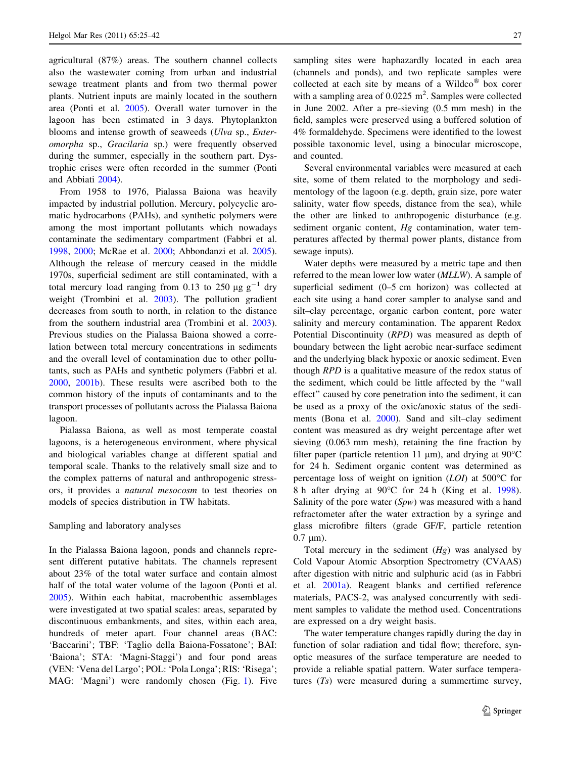agricultural (87%) areas. The southern channel collects also the wastewater coming from urban and industrial sewage treatment plants and from two thermal power plants. Nutrient inputs are mainly located in the southern area (Ponti et al. 2005). Overall water turnover in the lagoon has been estimated in 3 days. Phytoplankton blooms and intense growth of seaweeds (*Ulva* sp., *Enteromorpha* sp., *Gracilaria* sp.) were frequently observed during the summer, especially in the southern part. Dystrophic crises were often recorded in the summer (Ponti and Abbiati 2004).

From 1958 to 1976, Pialassa Baiona was heavily impacted by industrial pollution. Mercury, polycyclic aromatic hydrocarbons (PAHs), and synthetic polymers were among the most important pollutants which nowadays contaminate the sedimentary compartment (Fabbri et al. 1998, 2000; McRae et al. 2000; Abbondanzi et al. 2005). Although the release of mercury ceased in the middle 1970s, superficial sediment are still contaminated, with a total mercury load ranging from 0.13 to 250 μg $g^{-1}$ dry weight (Trombini et al. 2003). The pollution gradient decreases from south to north, in relation to the distance from the southern industrial area (Trombini et al. 2003). Previous studies on the Pialassa Baiona showed a correlation between total mercury concentrations in sediments and the overall level of contamination due to other pollutants, such as PAHs and synthetic polymers (Fabbri et al. 2000, 2001b). These results were ascribed both to the common history of the inputs of contaminants and to the transport processes of pollutants across the Pialassa Baiona lagoon.

Pialassa Baiona, as well as most temperate coastal lagoons, is a heterogeneous environment, where physical and biological variables change at different spatial and temporal scale. Thanks to the relatively small size and to the complex patterns of natural and anthropogenic stressors, it provides a *natural mesocosm* to test theories on models of species distribution in TW habitats.

## Sampling and laboratory analyses

In the Pialassa Baiona lagoon, ponds and channels represent different putative habitats. The channels represent about 23% of the total water surface and contain almost half of the total water volume of the lagoon (Ponti et al. 2005). Within each habitat, macrobenthic assemblages were investigated at two spatial scales: areas, separated by discontinuous embankments, and sites, within each area, hundreds of meter apart. Four channel areas (BAC: 'Baccarini'; TBF: 'Taglio della Baiona-Fossatone'; BAI: 'Baiona'; STA: 'Magni-Staggi') and four pond areas (VEN: 'Vena del Largo'; POL: 'Pola Longa'; RIS: 'Risega'; MAG: 'Magni') were randomly chosen (Fig. 1). Five sampling sites were haphazardly located in each area (channels and ponds), and two replicate samples were collected at each site by means of a Wildco® box corer with a sampling area of 0.0225 $m^2$. Samples were collected in June 2002. After a pre-sieving (0.5 mm mesh) in the field, samples were preserved using a buffered solution of 4% formaldehyde. Specimens were identified to the lowest possible taxonomic level, using a binocular microscope, and counted.

Several environmental variables were measured at each site, some of them related to the morphology and sedimentology of the lagoon (e.g. depth, grain size, pore water salinity, water flow speeds, distance from the sea), while the other are linked to anthropogenic disturbance (e.g. sediment organic content, *Hg* contamination, water temperatures affected by thermal power plants, distance from sewage inputs).

Water depths were measured by a metric tape and then referred to the mean lower low water (*MLLW*). A sample of superficial sediment (0–5 cm horizon) was collected at each site using a hand corer sampler to analyse sand and silt–clay percentage, organic carbon content, pore water salinity and mercury contamination. The apparent Redox Potential Discontinuity (*RPD*) was measured as depth of boundary between the light aerobic near-surface sediment and the underlying black hypoxic or anoxic sediment. Even though *RPD* is a qualitative measure of the redox status of the sediment, which could be little affected by the "wall effect" caused by core penetration into the sediment, it can be used as a proxy of the oxic/anoxic status of the sediments (Bona et al. 2000). Sand and silt–clay sediment content was measured as dry weight percentage after wet sieving (0.063 mm mesh), retaining the fine fraction by filter paper (particle retention 11 μm), and drying at 90°C for 24 h. Sediment organic content was determined as percentage loss of weight on ignition (*LOI*) at 500°C for 8 h after drying at 90°C for 24 h (King et al. 1998). Salinity of the pore water (*Spw*) was measured with a hand refractometer after the water extraction by a syringe and glass microfibre filters (grade GF/F, particle retention 0.7 μm).

Total mercury in the sediment (*Hg*) was analysed by Cold Vapour Atomic Absorption Spectrometry (CVAAS) after digestion with nitric and sulphuric acid (as in Fabbri et al. 2001a). Reagent blanks and certified reference materials, PACS-2, was analysed concurrently with sediment samples to validate the method used. Concentrations are expressed on a dry weight basis.

The water temperature changes rapidly during the day in function of solar radiation and tidal flow; therefore, synoptic measures of the surface temperature are needed to provide a reliable spatial pattern. Water surface temperatures (*Ts*) were measured during a summertime survey,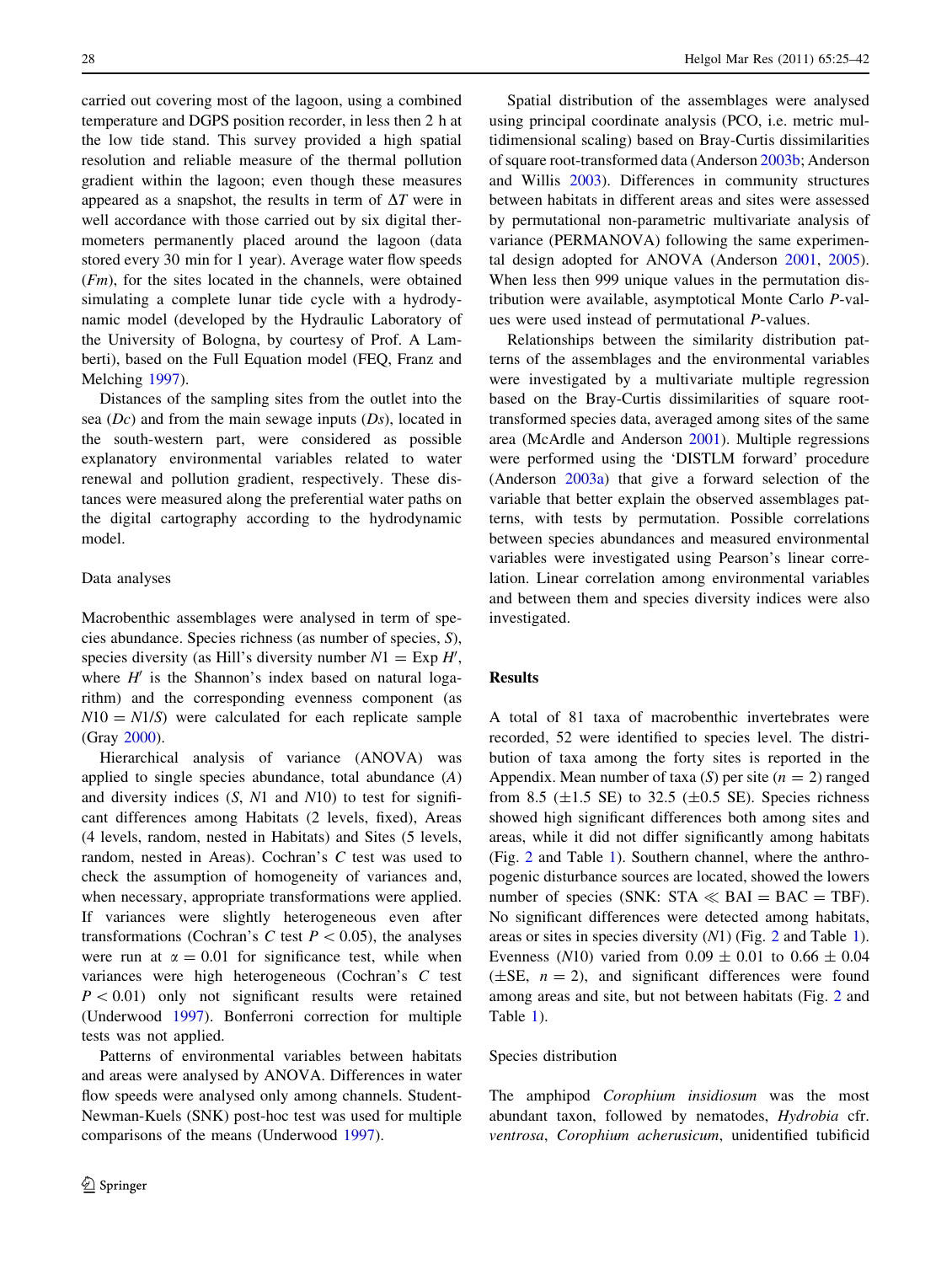carried out covering most of the lagoon, using a combined temperature and DGPS position recorder, in less then 2 h at the low tide stand. This survey provided a high spatial resolution and reliable measure of the thermal pollution gradient within the lagoon; even though these measures appeared as a snapshot, the results in term of $\Delta T$ were in well accordance with those carried out by six digital thermometers permanently placed around the lagoon (data stored every 30 min for 1 year). Average water flow speeds (*Fm*), for the sites located in the channels, were obtained simulating a complete lunar tide cycle with a hydrodynamic model (developed by the Hydraulic Laboratory of the University of Bologna, by courtesy of Prof. A Lamberti), based on the Full Equation model (FEQ, Franz and Melching 1997).

Distances of the sampling sites from the outlet into the sea (*Dc*) and from the main sewage inputs (*Ds*), located in the south-western part, were considered as possible explanatory environmental variables related to water renewal and pollution gradient, respectively. These distances were measured along the preferential water paths on the digital cartography according to the hydrodynamic model.

### Data analyses

Macrobenthic assemblages were analysed in term of species abundance. Species richness (as number of species, *S*), species diversity (as Hill's diversity number $N1 = \text{Exp } H'$, where $H'$ is the Shannon's index based on natural logarithm) and the corresponding evenness component (as $N10 = N1/S$) were calculated for each replicate sample (Gray 2000).

Hierarchical analysis of variance (ANOVA) was applied to single species abundance, total abundance (*A*) and diversity indices (*S*, *N*1 and *N*10) to test for significant differences among Habitats (2 levels, fixed), Areas (4 levels, random, nested in Habitats) and Sites (5 levels, random, nested in Areas). Cochran's *C* test was used to check the assumption of homogeneity of variances and, when necessary, appropriate transformations were applied. If variances were slightly heterogeneous even after transformations (Cochran's *C* test $P < 0.05$), the analyses were run at $\alpha = 0.01$ for significance test, while when variances were high heterogeneous (Cochran's *C* test $P < 0.01$) only not significant results were retained (Underwood 1997). Bonferroni correction for multiple tests was not applied.

Patterns of environmental variables between habitats and areas were analysed by ANOVA. Differences in water flow speeds were analysed only among channels. Student-Newman-Kuels (SNK) post-hoc test was used for multiple comparisons of the means (Underwood 1997).

Spatial distribution of the assemblages were analysed using principal coordinate analysis (PCO, i.e. metric multidimensional scaling) based on Bray-Curtis dissimilarities of square root-transformed data (Anderson 2003b; Anderson and Willis 2003). Differences in community structures between habitats in different areas and sites were assessed by permutational non-parametric multivariate analysis of variance (PERMANOVA) following the same experimental design adopted for ANOVA (Anderson 2001, 2005). When less then 999 unique values in the permutation distribution were available, asymptotical Monte Carlo *P*-values were used instead of permutational *P*-values.

Relationships between the similarity distribution patterns of the assemblages and the environmental variables were investigated by a multivariate multiple regression based on the Bray-Curtis dissimilarities of square root-transformed species data, averaged among sites of the same area (McArdle and Anderson 2001). Multiple regressions were performed using the 'DISTLM forward' procedure (Anderson 2003a) that give a forward selection of the variable that better explain the observed assemblages patterns, with tests by permutation. Possible correlations between species abundances and measured environmental variables were investigated using Pearson's linear correlation. Linear correlation among environmental variables and between them and species diversity indices were also investigated.

## Results

A total of 81 taxa of macrobenthic invertebrates were recorded, 52 were identified to species level. The distribution of taxa among the forty sites is reported in the Appendix. Mean number of taxa (*S*) per site ($n = 2$) ranged from 8.5 ($\pm$1.5 SE) to 32.5 ($\pm$0.5 SE). Species richness showed high significant differences both among sites and areas, while it did not differ significantly among habitats (Fig. 2 and Table 1). Southern channel, where the anthropogenic disturbance sources are located, showed the lowers number of species (SNK: STA $\ll$ BAI = BAC = TBF). No significant differences were detected among habitats, areas or sites in species diversity (*N*1) (Fig. 2 and Table 1). Evenness (*N*10) varied from $0.09 \pm 0.01$ to $0.66 \pm 0.04$ ($\pm$SE, $n = 2$), and significant differences were found among areas and site, but not between habitats (Fig. 2 and Table 1).

### Species distribution

The amphipod *Corophium insidiosum* was the most abundant taxon, followed by nematodes, *Hydrobia* cfr. *ventrosa*, *Corophium acherusicum*, unidentified tubificid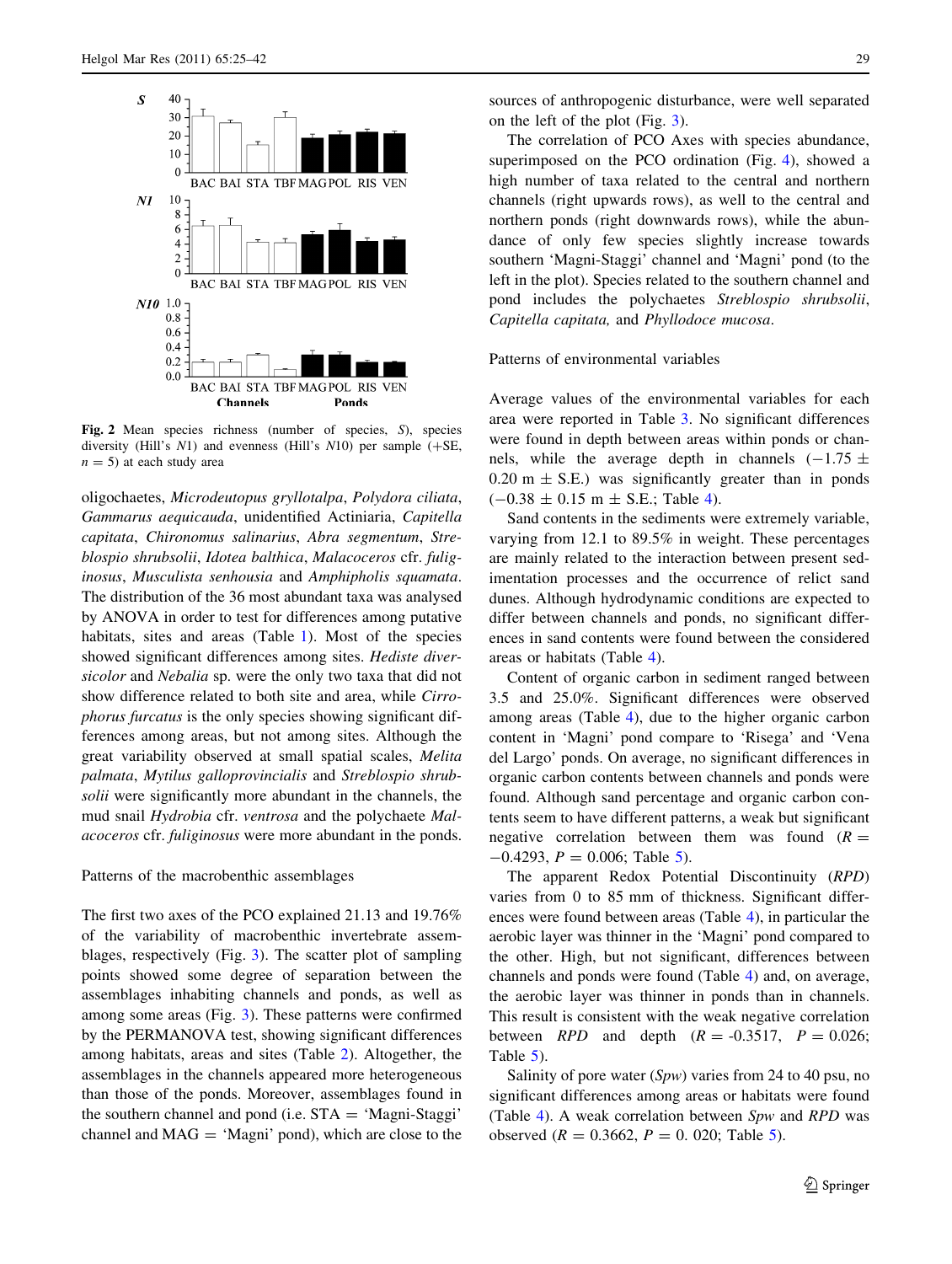Fig. 2 Mean species richness (number of species, *S*), species diversity (Hill's *N*1) and evenness (Hill's *N*10) per sample (+SE, $n = 5$) at each study area

oligochaetes, *Microdeutopus gryllotalpa*, *Polydora ciliata*, *Gammarus aequicauda*, unidentified Actiniaria, *Capitella capitata*, *Chironomus salinarius*, *Abra segmentum*, *Streblospio shrubsolii*, *Idotea balthica*, *Malacoceros* cfr. *fuliginosus*, *Musculista senhousia* and *Amphipholis squamata*. The distribution of the 36 most abundant taxa was analysed by ANOVA in order to test for differences among putative habitats, sites and areas (Table 1). Most of the species showed significant differences among sites. *Hediste diversicolor* and *Nebalia* sp. were the only two taxa that did not show difference related to both site and area, while *Cirrophorus furcatus* is the only species showing significant differences among areas, but not among sites. Although the great variability observed at small spatial scales, *Melita palmata*, *Mytilus galloprovincialis* and *Streblospio shrubsolii* were significantly more abundant in the channels, the mud snail *Hydrobia* cfr. *ventrosa* and the polychaete *Malacoceros* cfr. *fuliginosus* were more abundant in the ponds.

## Patterns of the macrobenthic assemblages

The first two axes of the PCO explained 21.13 and 19.76% of the variability of macrobenthic invertebrate assemblages, respectively (Fig. 3). The scatter plot of sampling points showed some degree of separation between the assemblages inhabiting channels and ponds, as well as among some areas (Fig. 3). These patterns were confirmed by the PERMANOVA test, showing significant differences among habitats, areas and sites (Table 2). Altogether, the assemblages in the channels appeared more heterogeneous than those of the ponds. Moreover, assemblages found in the southern channel and pond (i.e. STA = 'Magni-Staggi' channel and MAG = 'Magni' pond), which are close to the sources of anthropogenic disturbance, were well separated on the left of the plot (Fig. 3).

The correlation of PCO Axes with species abundance, superimposed on the PCO ordination (Fig. 4), showed a high number of taxa related to the central and northern channels (right upwards rows), as well to the central and northern ponds (right downwards rows), while the abundance of only few species slightly increase towards southern 'Magni-Staggi' channel and 'Magni' pond (to the left in the plot). Species related to the southern channel and pond includes the polychaetes *Streblospio shrubsolii*, *Capitella capitata,* and *Phyllodoce mucosa*.

## Patterns of environmental variables

Average values of the environmental variables for each area were reported in Table 3. No significant differences were found in depth between areas within ponds or channels, while the average depth in channels ($-1.75 \pm 0.20$ m $\pm$ S.E.) was significantly greater than in ponds ($-0.38 \pm 0.15$ m $\pm$ S.E.; Table 4).

Sand contents in the sediments were extremely variable, varying from 12.1 to 89.5% in weight. These percentages are mainly related to the interaction between present sedimentation processes and the occurrence of relict sand dunes. Although hydrodynamic conditions are expected to differ between channels and ponds, no significant differences in sand contents were found between the considered areas or habitats (Table 4).

Content of organic carbon in sediment ranged between 3.5 and 25.0%. Significant differences were observed among areas (Table 4), due to the higher organic carbon content in 'Magni' pond compare to 'Risega' and 'Vena del Largo' ponds. On average, no significant differences in organic carbon contents between channels and ponds were found. Although sand percentage and organic carbon contents seem to have different patterns, a weak but significant negative correlation between them was found ($R = -0.4293$, $P = 0.006$; Table 5).

The apparent Redox Potential Discontinuity (*RPD*) varies from 0 to 85 mm of thickness. Significant differences were found between areas (Table 4), in particular the aerobic layer was thinner in the 'Magni' pond compared to the other. High, but not significant, differences between channels and ponds were found (Table 4) and, on average, the aerobic layer was thinner in ponds than in channels. This result is consistent with the weak negative correlation between *RPD* and depth ($R = -0.3517$, $P = 0.026$; Table 5).

Salinity of pore water (*Spw*) varies from 24 to 40 psu, no significant differences among areas or habitats were found (Table 4). A weak correlation between *Spw* and *RPD* was observed ($R = 0.3662$, $P = 0.020$; Table 5).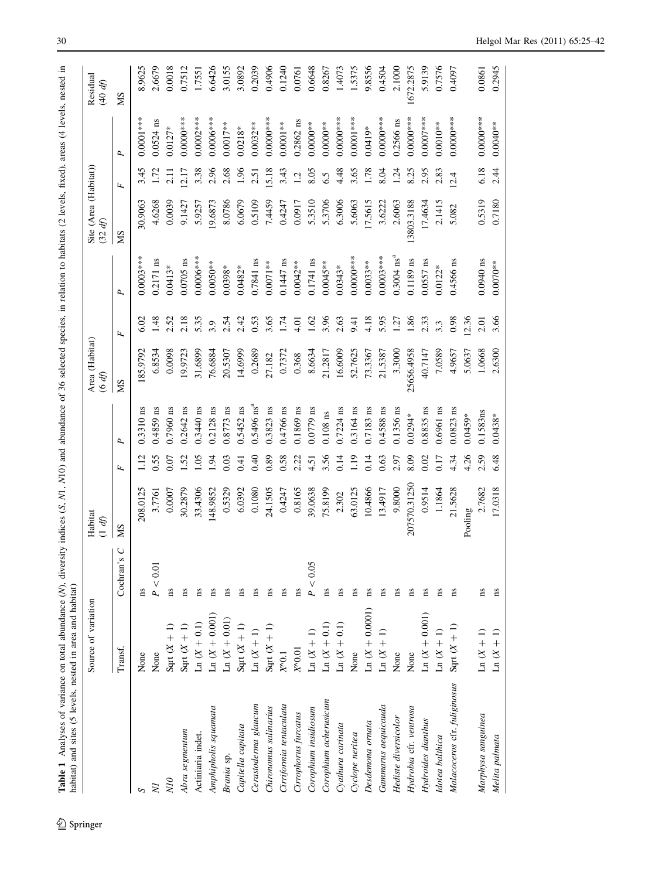**Table 1** Analyses of variance on total abundance (*N*), diversity indices (*S*, *N1*, *N10*) and abundance of 36 selected species, in relation to habitats (2 levels, fixed), areas (4 levels, nested in habitat) and sites (5 levels, nested in area and habitat)

| | Source of variation | | Habitat (1 *df*) | | | Area (Habitat) (6 *df*) | | | Site (Area (Habitat)) (32 *df*) | | | Residual (40 *df*) |
|---|---|---|---|---|---|---|---|---|---|---|---|---|
| | Transf. | Cochran's *C* | MS | *F* | *P* | MS | *F* | *P* | MS | *F* | *P* | MS |
| *S* | None | ns | 208.0125 | 1.12 | 0.3310 ns | 185.9792 | 6.02 | 0.0003*** | 30.9063 | 3.45 | 0.0001*** | 8.9625 |
| *N1* | None | $P < 0.01$ | 3.7761 | 0.55 | 0.4859 ns | 6.8534 | 1.48 | 0.2171 ns | 4.6268 | 1.72 | 0.0524 ns | 2.6679 |
| *N10* | Sqrt $(X + 1)$ | ns | 0.0007 | 0.07 | 0.7960 ns | 0.0098 | 2.52 | 0.0413* | 0.0039 | 2.11 | 0.0127* | 0.0018 |
| *Abra segmentum* | Sqrt $(X + 1)$ | ns | 30.2879 | 1.52 | 0.2642 ns | 19.9723 | 2.18 | 0.0705 ns | 9.1427 | 12.17 | 0.0000*** | 0.7512 |
| Actiniaria indet. | Ln $(X + 0.1)$ | ns | 33.4306 | 1.05 | 0.3440 ns | 31.6899 | 5.35 | 0.0006*** | 5.9257 | 3.38 | 0.0002*** | 1.7551 |
| *Amphipholis squamata* | Ln $(X + 0.001)$ | ns | 148.9852 | 1.94 | 0.2128 ns | 76.6884 | 3.9 | 0.0050** | 19.6873 | 2.96 | 0.0006*** | 6.6426 |
| *Brania* sp. | Ln $(X + 0.01)$ | ns | 0.5329 | 0.03 | 0.8773 ns | 20.5307 | 2.54 | 0.0398* | 8.0786 | 2.68 | 0.0017** | 3.0155 |
| *Capitella capitata* | Sqrt $(X + 1)$ | ns | 6.0392 | 0.41 | 0.5452 ns | 14.6999 | 2.42 | 0.0482* | 6.0679 | 1.96 | 0.0218* | 3.0892 |
| *Cerastoderma glaucum* | Ln $(X + 1)$ | ns | 0.1080 | 0.40 | 0.5496 ns[a] | 0.2689 | 0.53 | 0.7841 ns | 0.5109 | 2.51 | 0.0032** | 0.2039 |
| *Chironomus salinarius* | Sqrt $(X + 1)$ | ns | 24.1505 | 0.89 | 0.3823 ns | 27.182 | 3.65 | 0.0071** | 7.4459 | 15.18 | 0.0000*** | 0.4906 |
| *Cirriformia tentaculata* | $X$^0.1 | ns | 0.4247 | 0.58 | 0.4766 ns | 0.7372 | 1.74 | 0.1447 ns | 0.4247 | 3.43 | 0.0001** | 0.1240 |
| *Cirrophorus furcatus* | $X$^0.01 | ns | 0.8165 | 2.22 | 0.1869 ns | 0.368 | 4.01 | 0.0042** | 0.0917 | 1.2 | 0.2862 ns | 0.0761 |
| *Corophium insidiosum* | Ln $(X + 1)$ | $P < 0.05$ | 39.0638 | 4.51 | 0.0779 ns | 8.6634 | 1.62 | 0.1741 ns | 5.3510 | 8.05 | 0.0000** | 0.6648 |
| *Corophium acherusicum* | Ln $(X + 0.1)$ | ns | 75.8199 | 3.56 | 0.108 ns | 21.2817 | 3.96 | 0.0045** | 5.3706 | 6.5 | 0.0000** | 0.8267 |
| *Cyathura carinata* | Ln $(X + 0.1)$ | ns | 2.302 | 0.14 | 0.7224 ns | 16.6009 | 2.63 | 0.0343* | 6.3006 | 4.48 | 0.0000*** | 1.4073 |
| *Cyclope neritea* | None | ns | 63.0125 | 1.19 | 0.3164 ns | 52.7625 | 9.41 | 0.0000*** | 5.6063 | 3.65 | 0.0001*** | 1.5375 |
| *Desdemona ornata* | Ln $(X + 0.0001)$ | ns | 10.4866 | 0.14 | 0.7183 ns | 73.3367 | 4.18 | 0.0033** | 17.5615 | 1.78 | 0.0419* | 9.8556 |
| *Gammarus aequicauda* | Ln $(X + 1)$ | ns | 13.4917 | 0.63 | 0.4588 ns | 21.5387 | 5.95 | 0.0003*** | 3.6222 | 8.04 | 0.0000*** | 0.4504 |
| *Hediste diversicolor* | None | ns | 9.8000 | 2.97 | 0.1356 ns | 3.3000 | 1.27 | 0.3004 ns[a] | 2.6063 | 1.24 | 0.2566 ns | 2.1000 |
| *Hydrobia* cfr. *ventrosa* | None | ns | 207570.31250 | 8.09 | 0.0294* | 25656.4958 | 1.86 | 0.1189 ns | 13803.3188 | 8.25 | 0.0000*** | 1672.2875 |
| *Hydroides dianthus* | Ln $(X + 0.001)$ | ns | 0.9514 | 0.02 | 0.8835 ns | 40.7147 | 2.33 | 0.0557 ns | 17.4634 | 2.95 | 0.0007*** | 5.9139 |
| *Idotea balthica* | Ln $(X + 1)$ | ns | 1.1864 | 0.17 | 0.6961 ns | 7.0589 | 3.3 | 0.0122* | 2.1415 | 2.83 | 0.0010** | 0.7576 |
| *Malacoceros* cfr. *fuliginosus* | Sqrt $(X + 1)$ | ns | 21.5628 | 4.34 | 0.0823 ns | 4.9657 | 0.98 | 0.4566 ns | 5.082 | 12.4 | 0.0000*** | 0.4097 |
| | | | Pooling | 4.26 | 0.0459* | 5.0637 | 12.36 | | | | | |
| *Marphysa sanguinea* | Ln $(X + 1)$ | ns | 2.7682 | 2.59 | 0.1583ns | 1.0668 | 2.01 | 0.0940 ns | 0.5319 | 6.18 | 0.0000*** | 0.0861 |
| *Melita palmata* | Ln $(X + 1)$ | ns | 17.0318 | 6.48 | 0.0438* | 2.6300 | 3.66 | 0.0070** | 0.7180 | 2.44 | 0.0040** | 0.2945 |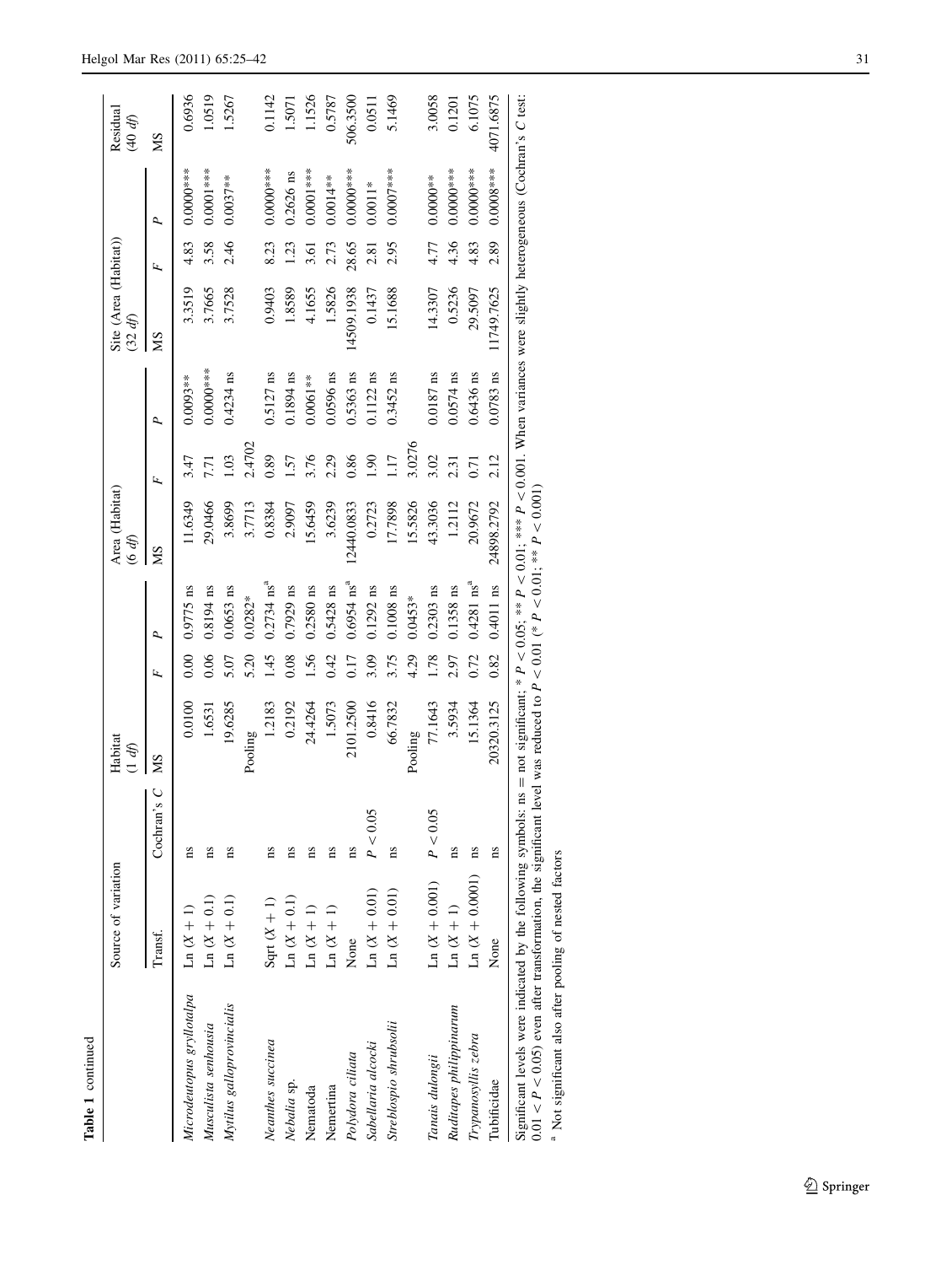**Table 1** continued

| | Source of variation | | Habitat (1 df) | | | Area (Habitat) (6 df) | | | Site (Area (Habitat)) (32 df) | | | Residual (40 df) |
|---|---|---|---|---|---|---|---|---|---|---|---|---|
| | Transf. | Cochran's C | MS | F | P | MS | F | P | MS | F | P | MS |
| *Microdeutopus gryllotalpa* | Ln (X + 1) | ns | 0.0100 | 0.00 | 0.9775 ns | 11.6349 | 3.47 | 0.0093** | 3.3519 | 4.83 | 0.0000*** | 0.6936 |
| *Musculista senhousia* | Ln (X + 0.1) | ns | 1.6531 | 0.06 | 0.8194 ns | 29.0466 | 7.71 | 0.0000*** | 3.7665 | 3.58 | 0.0001*** | 1.0519 |
| *Mytilus galloprovincialis* | Ln (X + 0.1) | ns | 19.6285 | 5.07 | 0.0653 ns | 3.8699 | 1.03 | 0.4234 ns | 3.7528 | 2.46 | 0.0037** | 1.5267 |
| | | | Pooling | 5.20 | 0.0282* | 3.7713 | 2.4702 | | | | | |
| *Neanthes succinea* | Sqrt (X + 1) | ns | 1.2183 | 1.45 | 0.2734 ns[a] | 0.8384 | 0.89 | 0.5127 ns | 0.9403 | 8.23 | 0.0000*** | 0.1142 |
| *Nebalia* sp. | Ln (X + 0.1) | ns | 0.2192 | 0.08 | 0.7929 ns | 2.9097 | 1.57 | 0.1894 ns | 1.8589 | 1.23 | 0.2626 ns | 1.5071 |
| Nematoda | Ln (X + 1) | ns | 24.4264 | 1.56 | 0.2580 ns | 15.6459 | 3.76 | 0.0061** | 4.1655 | 3.61 | 0.0001*** | 1.1526 |
| Nemertina | Ln (X + 1) | ns | 1.5073 | 0.42 | 0.5428 ns | 3.6239 | 2.29 | 0.0596 ns | 1.5826 | 2.73 | 0.0014** | 0.5787 |
| *Polydora ciliata* | None | ns | 2101.2500 | 0.17 | 0.6954 ns[a] | 12440.0833 | 0.86 | 0.5363 ns | 14509.1938 | 28.65 | 0.0000*** | 506.3500 |
| *Sabellaria alcocki* | Ln (X + 0.01) | $P < 0.05$ | 0.8416 | 3.09 | 0.1292 ns | 0.2723 | 1.90 | 0.1122 ns | 0.1437 | 2.81 | 0.0011* | 0.0511 |
| *Streblospio shrubsolii* | Ln (X + 0.01) | ns | 66.7832 | 3.75 | 0.1008 ns | 17.7898 | 1.17 | 0.3452 ns | 15.1688 | 2.95 | 0.0007*** | 5.1469 |
| | | | Pooling | 4.29 | 0.0453* | 15.5826 | 3.0276 | | | | | |
| *Tanais dulongii* | Ln (X + 0.001) | $P < 0.05$ | 77.1643 | 1.78 | 0.2303 ns | 43.3036 | 3.02 | 0.0187 ns | 14.3307 | 4.77 | 0.0000** | 3.0058 |
| *Ruditapes philippinarum* | Ln (X + 1) | ns | 3.5934 | 2.97 | 0.1358 ns | 1.2112 | 2.31 | 0.0574 ns | 0.5236 | 4.36 | 0.0000*** | 0.1201 |
| *Trypanosyllis zebra* | Ln (X + 0.0001) | ns | 15.1364 | 0.72 | 0.4281 ns[a] | 20.9672 | 0.71 | 0.6436 ns | 29.5097 | 4.83 | 0.0000*** | 6.1075 |
| Tubificidae | None | ns | 20320.3125 | 0.82 | 0.4011 ns | 24898.2792 | 2.12 | 0.0783 ns | 11749.7625 | 2.89 | 0.0008*** | 4071.6875 |

Significant levels were indicated by the following symbols: ns = not significant; * $P < 0.05$; ** $P < 0.01$; *** $P < 0.001$. When variances were slightly heterogeneous (Cochran's C test: $0.01 < P < 0.05$) even after transformation, the significant level was reduced to $P < 0.01$ (* $P < 0.01$; ** $P < 0.001$)

[a] Not significant also after pooling of nested factors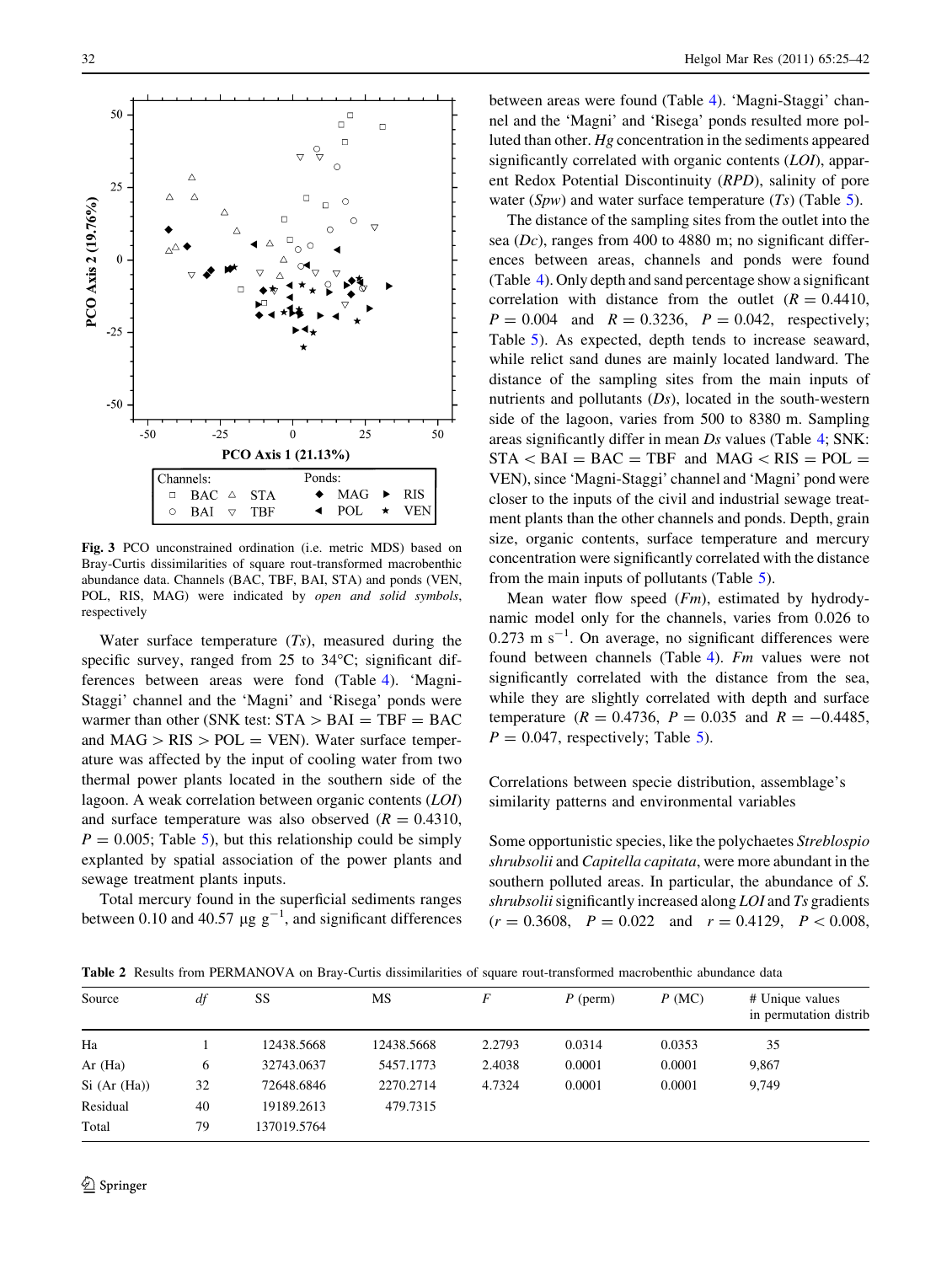Fig. 3 PCO unconstrained ordination (i.e. metric MDS) based on Bray-Curtis dissimilarities of square rout-transformed macrobenthic abundance data. Channels (BAC, TBF, BAI, STA) and ponds (VEN, POL, RIS, MAG) were indicated by *open and solid symbols*, respectively

Water surface temperature (*Ts*), measured during the specific survey, ranged from 25 to 34°C; significant differences between areas were fond (Table 4). 'Magni-Staggi' channel and the 'Magni' and 'Risega' ponds were warmer than other (SNK test: STA > BAI = TBF = BAC and MAG > RIS > POL = VEN). Water surface temperature was affected by the input of cooling water from two thermal power plants located in the southern side of the lagoon. A weak correlation between organic contents (*LOI*) and surface temperature was also observed ($R = 0.4310$, $P = 0.005$; Table 5), but this relationship could be simply explanted by spatial association of the power plants and sewage treatment plants inputs.

Total mercury found in the superficial sediments ranges between 0.10 and 40.57 μg $g^{-1}$, and significant differences between areas were found (Table 4). 'Magni-Staggi' channel and the 'Magni' and 'Risega' ponds resulted more polluted than other. *Hg* concentration in the sediments appeared significantly correlated with organic contents (*LOI*), apparent Redox Potential Discontinuity (*RPD*), salinity of pore water (*Spw*) and water surface temperature (*Ts*) (Table 5).

The distance of the sampling sites from the outlet into the sea (*Dc*), ranges from 400 to 4880 m; no significant differences between areas, channels and ponds were found (Table 4). Only depth and sand percentage show a significant correlation with distance from the outlet ($R = 0.4410$, $P = 0.004$ and $R = 0.3236$, $P = 0.042$, respectively; Table 5). As expected, depth tends to increase seaward, while relict sand dunes are mainly located landward. The distance of the sampling sites from the main inputs of nutrients and pollutants (*Ds*), located in the south-western side of the lagoon, varies from 500 to 8380 m. Sampling areas significantly differ in mean *Ds* values (Table 4; SNK: STA < BAI = BAC = TBF and MAG < RIS = POL = VEN), since 'Magni-Staggi' channel and 'Magni' pond were closer to the inputs of the civil and industrial sewage treatment plants than the other channels and ponds. Depth, grain size, organic contents, surface temperature and mercury concentration were significantly correlated with the distance from the main inputs of pollutants (Table 5).

Mean water flow speed (*Fm*), estimated by hydrodynamic model only for the channels, varies from 0.026 to 0.273 m $s^{-1}$. On average, no significant differences were found between channels (Table 4). *Fm* values were not significantly correlated with the distance from the sea, while they are slightly correlated with depth and surface temperature ($R = 0.4736$, $P = 0.035$ and $R = -0.4485$, $P = 0.047$, respectively; Table 5).

### Correlations between specie distribution, assemblage's similarity patterns and environmental variables

Some opportunistic species, like the polychaetes *Streblospio shrubsolii* and *Capitella capitata*, were more abundant in the southern polluted areas. In particular, the abundance of *S. shrubsolii* significantly increased along *LOI* and *Ts* gradients ($r = 0.3608$, $P = 0.022$ and $r = 0.4129$, $P < 0.008$,

**Table 2** Results from PERMANOVA on Bray-Curtis dissimilarities of square rout-transformed macrobenthic abundance data

| Source | df | SS | MS | F | P (perm) | P (MC) | # Unique values in permutation distrib |
|---|---|---|---|---|---|---|---|
| Ha | 1 | 12438.5668 | 12438.5668 | 2.2793 | 0.0314 | 0.0353 | 35 |
| Ar (Ha) | 6 | 32743.0637 | 5457.1773 | 2.4038 | 0.0001 | 0.0001 | 9,867 |
| Si (Ar (Ha)) | 32 | 72648.6846 | 2270.2714 | 4.7324 | 0.0001 | 0.0001 | 9,749 |
| Residual | 40 | 19189.2613 | 479.7315 | | | | |
| Total | 79 | 137019.5764 | | | | | |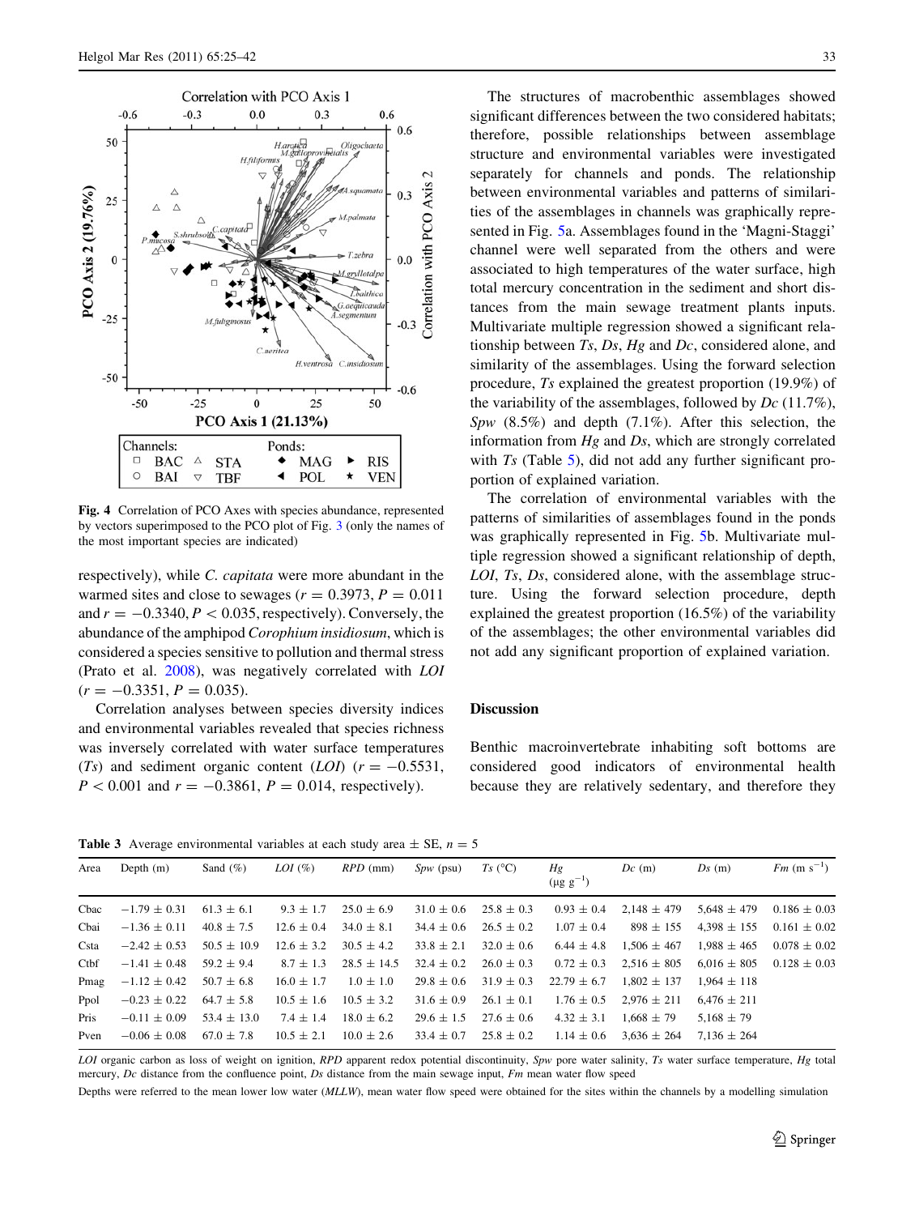Fig. 4 Correlation of PCO Axes with species abundance, represented by vectors superimposed to the PCO plot of Fig. 3 (only the names of the most important species are indicated)

respectively), while *C. capitata* were more abundant in the warmed sites and close to sewages ($r = 0.3973$, $P = 0.011$ and $r = -0.3340$, $P < 0.035$, respectively). Conversely, the abundance of the amphipod *Corophium insidiosum*, which is considered a species sensitive to pollution and thermal stress (Prato et al. 2008), was negatively correlated with *LOI* ($r = -0.3351$, $P = 0.035$).

Correlation analyses between species diversity indices and environmental variables revealed that species richness was inversely correlated with water surface temperatures (*Ts*) and sediment organic content (*LOI*) ($r = -0.5531$, $P < 0.001$ and $r = -0.3861$, $P = 0.014$, respectively).

The structures of macrobenthic assemblages showed significant differences between the two considered habitats; therefore, possible relationships between assemblage structure and environmental variables were investigated separately for channels and ponds. The relationship between environmental variables and patterns of similarities of the assemblages in channels was graphically represented in Fig. 5a. Assemblages found in the 'Magni-Staggi' channel were well separated from the others and were associated to high temperatures of the water surface, high total mercury concentration in the sediment and short distances from the main sewage treatment plants inputs. Multivariate multiple regression showed a significant relationship between *Ts*, *Ds*, *Hg* and *Dc*, considered alone, and similarity of the assemblages. Using the forward selection procedure, *Ts* explained the greatest proportion (19.9%) of the variability of the assemblages, followed by *Dc* (11.7%), *Spw* (8.5%) and depth (7.1%). After this selection, the information from *Hg* and *Ds*, which are strongly correlated with *Ts* (Table 5), did not add any further significant proportion of explained variation.

The correlation of environmental variables with the patterns of similarities of assemblages found in the ponds was graphically represented in Fig. 5b. Multivariate multiple regression showed a significant relationship of depth, *LOI*, *Ts*, *Ds*, considered alone, with the assemblage structure. Using the forward selection procedure, depth explained the greatest proportion (16.5%) of the variability of the assemblages; the other environmental variables did not add any significant proportion of explained variation.

## Discussion

Benthic macroinvertebrate inhabiting soft bottoms are considered good indicators of environmental health because they are relatively sedentary, and therefore they

**Table 3** Average environmental variables at each study area ± SE, $n = 5$

| Area | Depth (m) | Sand (%) | *LOI* (%) | *RPD* (mm) | *Spw* (psu) | *Ts* (°C) | *Hg* (μg g$^{-1}$) | *Dc* (m) | *Ds* (m) | *Fm* (m s$^{-1}$) |
|---|---|---|---|---|---|---|---|---|---|---|
| Cbac | −1.79 ± 0.31 | 61.3 ± 6.1 | 9.3 ± 1.7 | 25.0 ± 6.9 | 31.0 ± 0.6 | 25.8 ± 0.3 | 0.93 ± 0.4 | 2,148 ± 479 | 5,648 ± 479 | 0.186 ± 0.03 |
| Cbai | −1.36 ± 0.11 | 40.8 ± 7.5 | 12.6 ± 0.4 | 34.0 ± 8.1 | 34.4 ± 0.6 | 26.5 ± 0.2 | 1.07 ± 0.4 | 898 ± 155 | 4,398 ± 155 | 0.161 ± 0.02 |
| Csta | −2.42 ± 0.53 | 50.5 ± 10.9 | 12.6 ± 3.2 | 30.5 ± 4.2 | 33.8 ± 2.1 | 32.0 ± 0.6 | 6.44 ± 4.8 | 1,506 ± 467 | 1,988 ± 465 | 0.078 ± 0.02 |
| Ctbf | −1.41 ± 0.48 | 59.2 ± 9.4 | 8.7 ± 1.3 | 28.5 ± 14.5 | 32.4 ± 0.2 | 26.0 ± 0.3 | 0.72 ± 0.3 | 2,516 ± 805 | 6,016 ± 805 | 0.128 ± 0.03 |
| Pmag | −1.12 ± 0.42 | 50.7 ± 6.8 | 16.0 ± 1.7 | 10.5 ± 3.2 | 29.8 ± 0.6 | 31.9 ± 0.3 | 22.79 ± 6.7 | 1,802 ± 137 | 1,964 ± 118 | |
| Ppol | −0.23 ± 0.22 | 64.7 ± 5.8 | 10.5 ± 1.6 | 10.5 ± 3.2 | 31.6 ± 0.9 | 26.1 ± 0.1 | 1.76 ± 0.5 | 2,976 ± 211 | 6,476 ± 211 | |
| Pris | −0.11 ± 0.09 | 53.4 ± 13.0 | 7.4 ± 1.4 | 18.0 ± 6.2 | 29.6 ± 1.5 | 27.6 ± 0.6 | 4.32 ± 3.1 | 1,668 ± 79 | 5,168 ± 79 | |
| Pven | −0.06 ± 0.08 | 67.0 ± 7.8 | 10.5 ± 2.1 | 10.0 ± 2.6 | 33.4 ± 0.7 | 25.8 ± 0.2 | 1.14 ± 0.6 | 3,636 ± 264 | 7,136 ± 264 | |

*LOI* organic carbon as loss of weight on ignition, *RPD* apparent redox potential discontinuity, *Spw* pore water salinity, *Ts* water surface temperature, *Hg* total mercury, *Dc* distance from the confluence point, *Ds* distance from the main sewage input, *Fm* mean water flow speed

Depths were referred to the mean lower low water (*MLLW*), mean water flow speed were obtained for the sites within the channels by a modelling simulation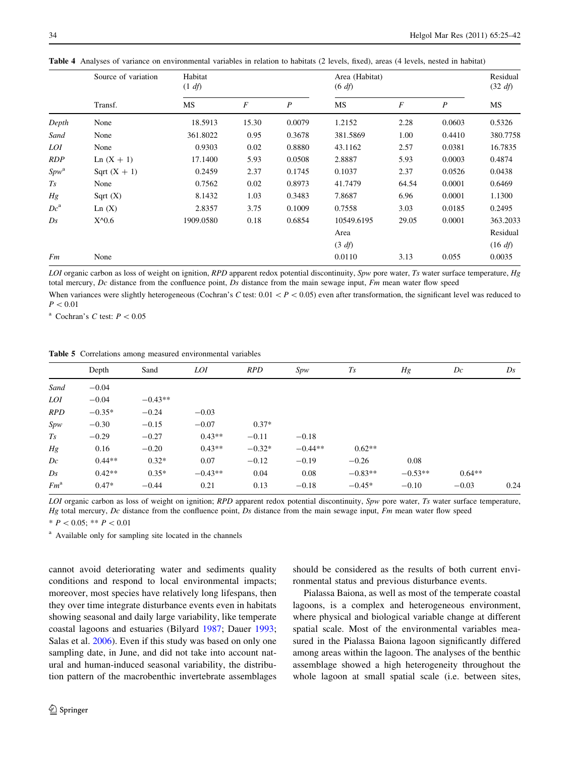**Table 4** Analyses of variance on environmental variables in relation to habitats (2 levels, fixed), areas (4 levels, nested in habitat)

| | Source of variation | Habitat (1 *df*) | | | Area (Habitat) (6 *df*) | | | Residual (32 *df*) |
|---|---|---|---|---|---|---|---|---|
| | Transf. | MS | *F* | *P* | MS | *F* | *P* | MS |
| *Depth* | None | 18.5913 | 15.30 | 0.0079 | 1.2152 | 2.28 | 0.0603 | 0.5326 |
| *Sand* | None | 361.8022 | 0.95 | 0.3678 | 381.5869 | 1.00 | 0.4410 | 380.7758 |
| *LOI* | None | 0.9303 | 0.02 | 0.8880 | 43.1162 | 2.57 | 0.0381 | 16.7835 |
| *RDP* | Ln (X + 1) | 17.1400 | 5.93 | 0.0508 | 2.8887 | 5.93 | 0.0003 | 0.4874 |
| *Spw*[a] | Sqrt (X + 1) | 0.2459 | 2.37 | 0.1745 | 0.1037 | 2.37 | 0.0526 | 0.0438 |
| *Ts* | None | 0.7562 | 0.02 | 0.8973 | 41.7479 | 64.54 | 0.0001 | 0.6469 |
| *Hg* | Sqrt (X) | 8.1432 | 1.03 | 0.3483 | 7.8687 | 6.96 | 0.0001 | 1.1300 |
| *Dc*[a] | Ln (X) | 2.8357 | 3.75 | 0.1009 | 0.7558 | 3.03 | 0.0185 | 0.2495 |
| *Ds* | X^0.6 | 1909.0580 | 0.18 | 0.6854 | 10549.6195 | 29.05 | 0.0001 | 363.2033 |
| | | | | | Area (3 *df*) | | | Residual (16 *df*) |
| *Fm* | None | | | | 0.0110 | 3.13 | 0.055 | 0.0035 |

*LOI* organic carbon as loss of weight on ignition, *RPD* apparent redox potential discontinuity, *Spw* pore water, *Ts* water surface temperature, *Hg* total mercury, *Dc* distance from the confluence point, *Ds* distance from the main sewage input, *Fm* mean water flow speed

When variances were slightly heterogeneous (Cochran's *C* test: $0.01 < P < 0.05$) even after transformation, the significant level was reduced to $P < 0.01$

[a] Cochran's *C* test: $P < 0.05$

**Table 5** Correlations among measured environmental variables

| | Depth | Sand | *LOI* | *RPD* | *Spw* | *Ts* | *Hg* | *Dc* | *Ds* |
|---|---|---|---|---|---|---|---|---|---|
| *Sand* | −0.04 | | | | | | | | |
| *LOI* | −0.04 | −0.43** | | | | | | | |
| *RPD* | −0.35* | −0.24 | −0.03 | | | | | | |
| *Spw* | −0.30 | −0.15 | −0.07 | 0.37* | | | | | |
| *Ts* | −0.29 | −0.27 | 0.43** | −0.11 | −0.18 | | | | |
| *Hg* | 0.16 | −0.20 | 0.43** | −0.32* | −0.44** | 0.62** | | | |
| *Dc* | 0.44** | 0.32* | 0.07 | −0.12 | −0.19 | −0.26 | 0.08 | | |
| *Ds* | 0.42** | 0.35* | −0.43** | 0.04 | 0.08 | −0.83** | −0.53** | 0.64** | |
| *Fm*[a] | 0.47* | −0.44 | 0.21 | 0.13 | −0.18 | −0.45* | −0.10 | −0.03 | 0.24 |

*LOI* organic carbon as loss of weight on ignition; *RPD* apparent redox potential discontinuity, *Spw* pore water, *Ts* water surface temperature, *Hg* total mercury, *Dc* distance from the confluence point, *Ds* distance from the main sewage input, *Fm* mean water flow speed

* $P < 0.05$; ** $P < 0.01$

[a] Available only for sampling site located in the channels

cannot avoid deteriorating water and sediments quality conditions and respond to local environmental impacts; moreover, most species have relatively long lifespans, then they over time integrate disturbance events even in habitats showing seasonal and daily large variability, like temperate coastal lagoons and estuaries (Bilyard 1987; Dauer 1993; Salas et al. 2006). Even if this study was based on only one sampling date, in June, and did not take into account natural and human-induced seasonal variability, the distribution pattern of the macrobenthic invertebrate assemblages should be considered as the results of both current environmental status and previous disturbance events.

Pialassa Baiona, as well as most of the temperate coastal lagoons, is a complex and heterogeneous environment, where physical and biological variable change at different spatial scale. Most of the environmental variables measured in the Pialassa Baiona lagoon significantly differed among areas within the lagoon. The analyses of the benthic assemblage showed a high heterogeneity throughout the whole lagoon at small spatial scale (i.e. between sites,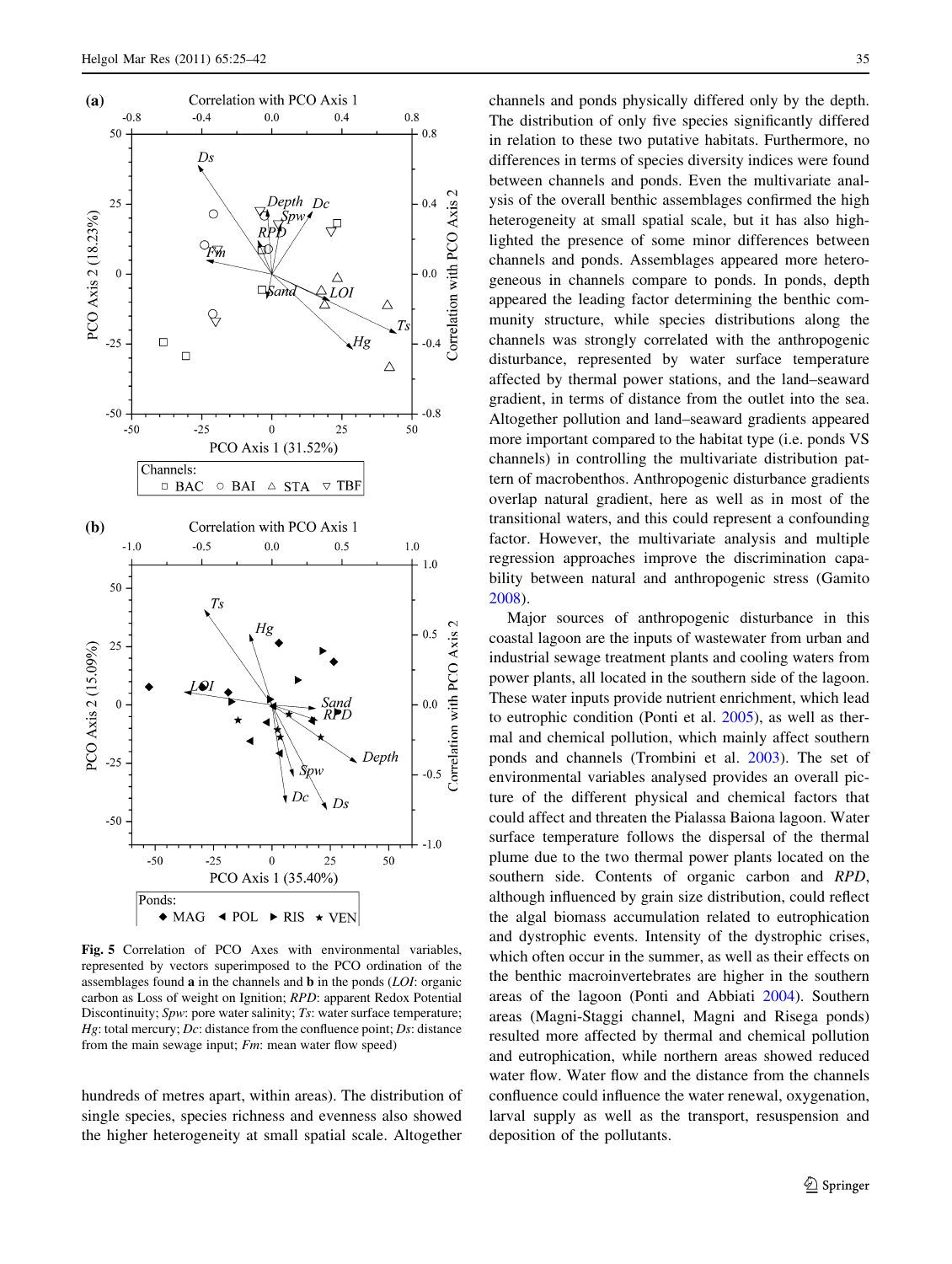(a)

Correlation with PCO Axis 1

-0.8 -0.4 0.0 0.4 0.8

50 25 0 -25 -50

0.8 0.4 0.0 -0.4 -0.8

Ds

Depth Dc

Spw

RPD

Fm

Sand

LOI

Ts

Hg

PCO Axis 2 (18.23%)

Correlation with PCO Axis 2

-50 -25 0 25 50

PCO Axis 1 (31.52%)

Channels: □ BAC ○ BAI △ STA ▽ TBF

(b)

Correlation with PCO Axis 1

-1.0 -0.5 0.0 0.5 1.0

50 25 0 -25 -50

1.0 0.5 0.0 -0.5 -1.0

Ts

Hg

LOI

Sand

RPD

Depth

Spw

Dc

Ds

PCO Axis 2 (15.09%)

Correlation with PCO Axis 2

-50 -25 0 25 50

PCO Axis 1 (35.40%)

Ponds: ◆ MAG ◀ POL ▶ RIS ★ VEN

**Fig. 5** Correlation of PCO Axes with environmental variables, represented by vectors superimposed to the PCO ordination of the assemblages found **a** in the channels and **b** in the ponds (*LOI*: organic carbon as Loss of weight on Ignition; *RPD*: apparent Redox Potential Discontinuity; *Spw*: pore water salinity; *Ts*: water surface temperature; *Hg*: total mercury; *Dc*: distance from the confluence point; *Ds*: distance from the main sewage input; *Fm*: mean water flow speed)

hundreds of metres apart, within areas). The distribution of single species, species richness and evenness also showed the higher heterogeneity at small spatial scale. Altogether channels and ponds physically differed only by the depth. The distribution of only five species significantly differed in relation to these two putative habitats. Furthermore, no differences in terms of species diversity indices were found between channels and ponds. Even the multivariate analysis of the overall benthic assemblages confirmed the high heterogeneity at small spatial scale, but it has also highlighted the presence of some minor differences between channels and ponds. Assemblages appeared more heterogeneous in channels compare to ponds. In ponds, depth appeared the leading factor determining the benthic community structure, while species distributions along the channels was strongly correlated with the anthropogenic disturbance, represented by water surface temperature affected by thermal power stations, and the land–seaward gradient, in terms of distance from the outlet into the sea. Altogether pollution and land–seaward gradients appeared more important compared to the habitat type (i.e. ponds VS channels) in controlling the multivariate distribution pattern of macrobenthos. Anthropogenic disturbance gradients overlap natural gradient, here as well as in most of the transitional waters, and this could represent a confounding factor. However, the multivariate analysis and multiple regression approaches improve the discrimination capability between natural and anthropogenic stress (Gamito 2008).

Major sources of anthropogenic disturbance in this coastal lagoon are the inputs of wastewater from urban and industrial sewage treatment plants and cooling waters from power plants, all located in the southern side of the lagoon. These water inputs provide nutrient enrichment, which lead to eutrophic condition (Ponti et al. 2005), as well as thermal and chemical pollution, which mainly affect southern ponds and channels (Trombini et al. 2003). The set of environmental variables analysed provides an overall picture of the different physical and chemical factors that could affect and threaten the Pialassa Baiona lagoon. Water surface temperature follows the dispersal of the thermal plume due to the two thermal power plants located on the southern side. Contents of organic carbon and *RPD*, although influenced by grain size distribution, could reflect the algal biomass accumulation related to eutrophication and dystrophic events. Intensity of the dystrophic crises, which often occur in the summer, as well as their effects on the benthic macroinvertebrates are higher in the southern areas of the lagoon (Ponti and Abbiati 2004). Southern areas (Magni-Staggi channel, Magni and Risega ponds) resulted more affected by thermal and chemical pollution and eutrophication, while northern areas showed reduced water flow. Water flow and the distance from the channels confluence could influence the water renewal, oxygenation, larval supply as well as the transport, resuspension and deposition of the pollutants.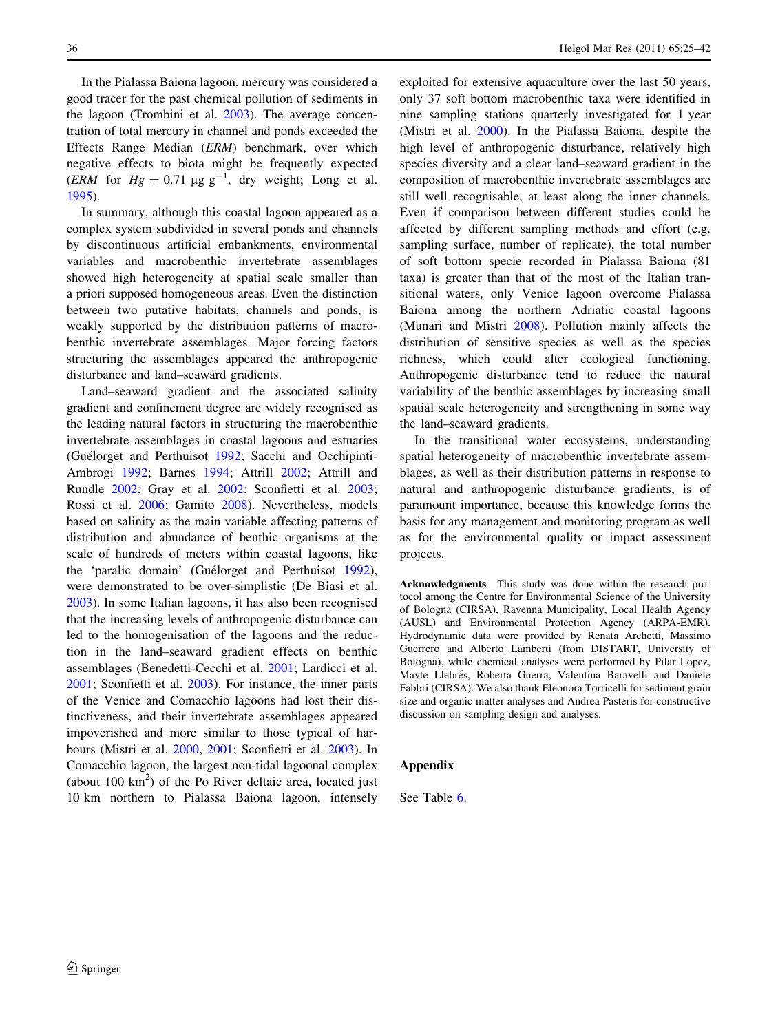In the Pialassa Baiona lagoon, mercury was considered a good tracer for the past chemical pollution of sediments in the lagoon (Trombini et al. 2003). The average concentration of total mercury in channel and ponds exceeded the Effects Range Median (*ERM*) benchmark, over which negative effects to biota might be frequently expected (*ERM* for $Hg = 0.71$ μg $g^{-1}$, dry weight; Long et al. 1995).

In summary, although this coastal lagoon appeared as a complex system subdivided in several ponds and channels by discontinuous artificial embankments, environmental variables and macrobenthic invertebrate assemblages showed high heterogeneity at spatial scale smaller than a priori supposed homogeneous areas. Even the distinction between two putative habitats, channels and ponds, is weakly supported by the distribution patterns of macrobenthic invertebrate assemblages. Major forcing factors structuring the assemblages appeared the anthropogenic disturbance and land–seaward gradients.

Land–seaward gradient and the associated salinity gradient and confinement degree are widely recognised as the leading natural factors in structuring the macrobenthic invertebrate assemblages in coastal lagoons and estuaries (Guélorget and Perthuisot 1992; Sacchi and Occhipinti-Ambrogi 1992; Barnes 1994; Attrill 2002; Attrill and Rundle 2002; Gray et al. 2002; Sconfietti et al. 2003; Rossi et al. 2006; Gamito 2008). Nevertheless, models based on salinity as the main variable affecting patterns of distribution and abundance of benthic organisms at the scale of hundreds of meters within coastal lagoons, like the 'paralic domain' (Guélorget and Perthuisot 1992), were demonstrated to be over-simplistic (De Biasi et al. 2003). In some Italian lagoons, it has also been recognised that the increasing levels of anthropogenic disturbance can led to the homogenisation of the lagoons and the reduction in the land–seaward gradient effects on benthic assemblages (Benedetti-Cecchi et al. 2001; Lardicci et al. 2001; Sconfietti et al. 2003). For instance, the inner parts of the Venice and Comacchio lagoons had lost their distinctiveness, and their invertebrate assemblages appeared impoverished and more similar to those typical of harbours (Mistri et al. 2000, 2001; Sconfietti et al. 2003). In Comacchio lagoon, the largest non-tidal lagoonal complex (about 100 $km^2$) of the Po River deltaic area, located just 10 km northern to Pialassa Baiona lagoon, intensely exploited for extensive aquaculture over the last 50 years, only 37 soft bottom macrobenthic taxa were identified in nine sampling stations quarterly investigated for 1 year (Mistri et al. 2000). In the Pialassa Baiona, despite the high level of anthropogenic disturbance, relatively high species diversity and a clear land–seaward gradient in the composition of macrobenthic invertebrate assemblages are still well recognisable, at least along the inner channels. Even if comparison between different studies could be affected by different sampling methods and effort (e.g. sampling surface, number of replicate), the total number of soft bottom specie recorded in Pialassa Baiona (81 taxa) is greater than that of the most of the Italian transitional waters, only Venice lagoon overcome Pialassa Baiona among the northern Adriatic coastal lagoons (Munari and Mistri 2008). Pollution mainly affects the distribution of sensitive species as well as the species richness, which could alter ecological functioning. Anthropogenic disturbance tend to reduce the natural variability of the benthic assemblages by increasing small spatial scale heterogeneity and strengthening in some way the land–seaward gradients.

In the transitional water ecosystems, understanding spatial heterogeneity of macrobenthic invertebrate assemblages, as well as their distribution patterns in response to natural and anthropogenic disturbance gradients, is of paramount importance, because this knowledge forms the basis for any management and monitoring program as well as for the environmental quality or impact assessment projects.

**Acknowledgments** This study was done within the research protocol among the Centre for Environmental Science of the University of Bologna (CIRSA), Ravenna Municipality, Local Health Agency (AUSL) and Environmental Protection Agency (ARPA-EMR). Hydrodynamic data were provided by Renata Archetti, Massimo Guerrero and Alberto Lamberti (from DISTART, University of Bologna), while chemical analyses were performed by Pilar Lopez, Mayte Llebrés, Roberta Guerra, Valentina Baravelli and Daniele Fabbri (CIRSA). We also thank Eleonora Torricelli for sediment grain size and organic matter analyses and Andrea Pasteris for constructive discussion on sampling design and analyses.

## Appendix

See Table 6.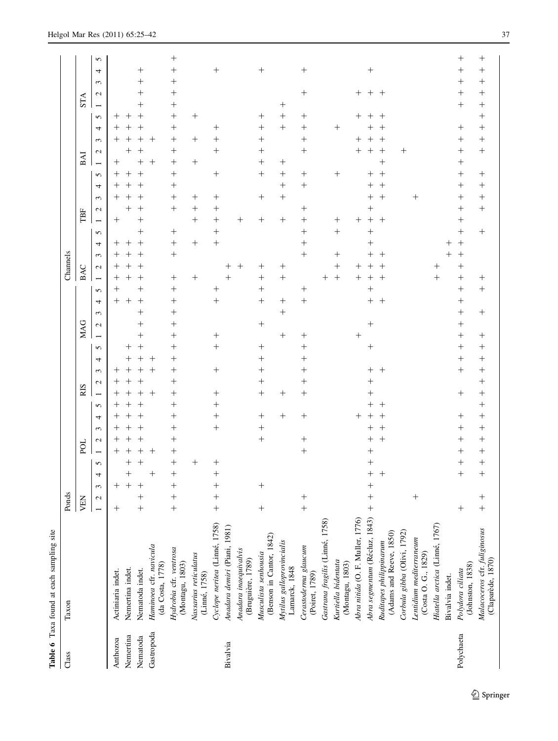**Table 6** Taxa found at each sampling site

| Class | Taxon | Ponds | | | | | | | | | | | | | | | | | | | | Channels | | | | | | | | | | | | | | | | | | | |
|---|---|---|---|---|---|---|---|---|---|---|---|---|---|---|---|---|---|---|---|---|---|---|---|---|---|---|---|---|---|---|---|---|---|---|---|---|---|---|---|---|---|
| | | VEN | | | | | POL | | | | | RIS | | | | | MAG | | | | | BAC | | | | | TBF | | | | | BAI | | | | | STA | | | | |
| | | 1 | 2 | 3 | 4 | 5 | 1 | 2 | 3 | 4 | 5 | 1 | 2 | 3 | 4 | 5 | 1 | 2 | 3 | 4 | 5 | 1 | 2 | 3 | 4 | 5 | 1 | 2 | 3 | 4 | 5 | 1 | 2 | 3 | 4 | 5 | 1 | 2 | 3 | 4 | 5 |
| Anthozoa | Actiniaria indet. | + | | + | | | | + | + | + | + | + | + | + | | | | | | + | + | + | + | + | + | | + | | + | + | + | + | | + | + | + | | | | | |
| Nemertina | Nemertina indet. | | | + | + | + | + | + | + | + | + | + | + | + | + | + | | | | + | | + | + | + | + | | | + | + | + | + | | + | + | + | + | | | | | |
| Nematoda | Nematoda indet. | + | + | + | | + | + | + | + | | + | + | + | + | + | + | + | + | + | + | + | + | + | + | + | + | + | + | + | + | + | + | + | + | + | + | + | + | + | + | |
| Gastropoda | *Haminoea* cfr. *navicula* (da Costa, 1778) | | | | + | | + | | | | | + | | + | + | | | | | | | | | | | | | | | | | + | | + | | | | | | | |
| | *Hydrobia* cfr. *ventrosa* (Montagu, 1803) | + | + | + | + | + | + | + | + | + | + | + | + | + | + | + | + | + | + | + | + | + | | + | + | + | | + | + | + | + | + | + | + | + | + | + | + | + | + | + |
| | *Nassarius reticulatus* (Linné, 1758) | | | | | + | | | | | | | | | | | | | | | | + | | | + | | + | + | + | | | + | | + | | + | | | | | |
| | *Cyclope neritea* (Linné, 1758) | + | + | + | + | + | | | + | + | + | + | | + | | + | + | | | + | + | | | | + | + | + | + | + | | + | | + | + | + | | | | | + | |
| Bivalvia | *Anadara demiri* (Piani, 1981) | | | | | | | | | | | | | | | | | | | | | + | + | | | | | | | | | | | | | | | | | | |
| | *Anadara inaequivalvis* (Bruguière, 1789) | | | | | | | | | | | | | | | | | | | | | | + | | | | + | | | | | | | | | | | | | | |
| | *Musculista senhousia* (Benson in Cantor, 1842) | + | | + | | | | + | + | + | | + | + | + | + | + | | + | | + | + | + | + | | | + | + | | + | | + | + | + | + | + | + | | | | + | |
| | *Mytilus galloprovincialis* Lamarck, 1848 | | | | | | | | | + | | + | | | | | + | | + | + | | + | + | | | | + | | + | + | + | + | | | + | + | + | | | | |
| | *Cerastoderma glaucum* (Poiret, 1789) | + | + | | | | + | + | | + | | + | + | + | + | + | + | | | + | + | | | + | + | + | + | + | | + | + | | + | + | + | + | | + | | + | |
| | *Gastrana fragilis* (Linné, 1758) | | | | | | | | | | | | | | | | | | | | | + | | | | | | | | | | | | | | | | | | | |
| | *Kurtiella bidentata* (Montagu, 1803) | | | | | | | | | | | | | | | | | | | | | + | + | + | | + | + | | | | + | | | | + | | | | | | |
| | *Abra nitida* (O. F. Muller, 1776) | | | | | | | | | + | | | | | | | + | | | | | + | + | | | | + | | | | + | | + | + | | + | | + | | | |
| | *Abra segmentum* (Récluz, 1843) | + | + | + | + | + | + | + | + | + | + | + | + | + | | + | | + | | + | + | + | + | + | + | + | + | + | + | + | + | + | + | + | + | + | | + | | + | |
| | *Ruditapes philippinarum* (Adams and Reeve, 1850) | | | | + | | | + | + | + | + | | | + | | | | | | + | | + | + | + | | | + | | + | + | + | + | + | + | + | + | | + | | | |
| | *Corbula gibba* (Olivi, 1792) | | | | | | | | | | | | | | | | | | | | | | | | | | | | | | | | + | | | | | | | | |
| | *Lentidium mediterraneum* (Costa O. G., 1829) | | + | | | | | | | | | | | | | | | | | | | | | | | | | | + | | | | | | | | | | | | |
| | *Hiatella arctica* (Linné, 1767) | | | | | | | | | | | | | | | | | | | | | + | + | | | | | | | | | | | | | | | | | | |
| | Bivalvia indet. | | | | | | | | | | | | | | | | | | | | | | | + | + | | | | | | | | | | | | | | | | |
| Polychaeta | *Polydora ciliata* (Johnston, 1838) | + | | + | + | + | + | + | + | + | + | + | | + | + | + | + | + | + | + | + | + | + | + | + | + | + | + | + | + | + | + | + | + | | + | + | + | + | + | + |
| | *Malacoceros* cfr. *fuliginosus* (Claparède, 1870) | + | + | + | + | + | + | + | + | + | + | + | + | + | + | + | + | | + | | + | + | | | | + | | + | + | + | + | | + | + | + | + | + | + | + | + | + |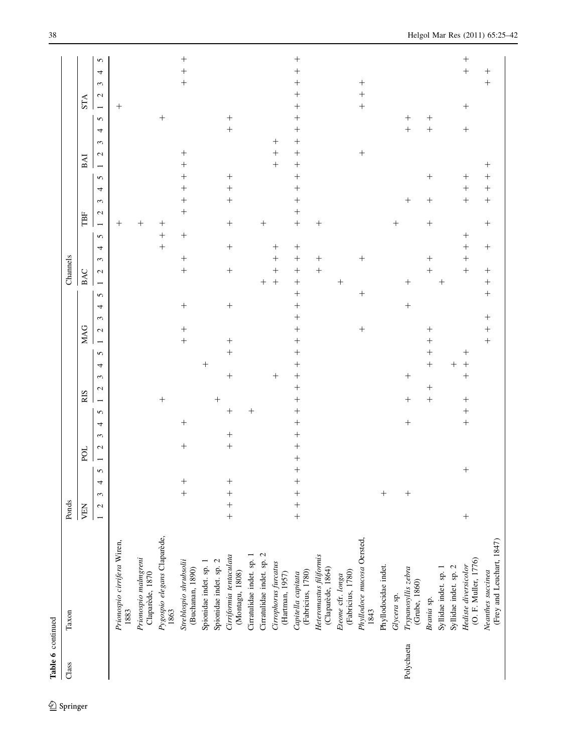**Table 6** continued

| Class | Taxon | Ponds | | | | | | | | | | | | | | | | | | | | Channels | | | | | | | | | | | | | | | | | | | |
|---|---|---|---|---|---|---|---|---|---|---|---|---|---|---|---|---|---|---|---|---|---|---|---|---|---|---|---|---|---|---|---|---|---|---|---|---|---|---|---|---|---|
| | | VEN | | | | | POL | | | | | RIS | | | | | MAG | | | | | BAC | | | | | TBF | | | | | BAI | | | | | STA | | | | |
| | | 1 | 2 | 3 | 4 | 5 | 1 | 2 | 3 | 4 | 5 | 1 | 2 | 3 | 4 | 5 | 1 | 2 | 3 | 4 | 5 | 1 | 2 | 3 | 4 | 5 | 1 | 2 | 3 | 4 | 5 | 1 | 2 | 3 | 4 | 5 | 1 | 2 | 3 | 4 | 5 |
| | *Prionospio cirrifera* Wiren, 1883 | | | | | | | | | | | | | | | | | | | | | | | | | | + | | | | | | | | | | + | | | | |
| | *Prionospio malmgreni* Claparède, 1870 | | | | | | | | | | | | | | | | | | | | | | | | | | + | | | | | | | | | | | | | | |
| | *Pygospio elegans* Claparède, 1863 | | | | | | | | | | | + | | | | | | | | | | | | | + | + | + | | | | | | | | | + | | | | | |
| | *Streblospio shrubsolii* (Buchanan, 1890) | | | + | + | | | + | | + | | | | | | | + | + | | + | | | + | + | | + | | + | + | + | + | + | + | | | | | | + | + | + |
| | Spionidae indet. sp. 1 | | | | | | | | | | | | | | + | | | | | | | | | | | | | | | | | | | | | | | | | | |
| | Spionidae indet. sp. 2 | | | | | | | | | | | + | | | | | | | | | | | | | | | | | | | | | | | | | | | | | |
| | *Cirriformia tentaculata* (Montagu, 1808) | + | + | + | + | | | + | + | | + | | | + | | + | + | | | + | | | + | | + | | + | | + | + | + | | | | + | + | | | | | |
| | Cirratulidae indet. sp. 1 | | | | | | | | | | + | | | | | | | | | | | | | | | | | | | | | | | | | | | | | | |
| | Cirratulidae indet. sp. 2 | | | | | | | | | | | | | | | | | | | | | + | | | | | + | | | | | | | | | | | | | | |
| | *Cirrophorus furcatus* (Hartman, 1957) | | | | | | | | | | | | | + | | | | | | | | + | + | + | + | | | | | | | + | + | + | | | | | | | |
| | *Capitella capitata* (Fabricius, 1780) | + | + | + | + | + | + | + | + | + | + | + | + | + | + | + | + | + | + | + | + | + | + | + | + | | + | + | + | + | + | + | + | + | + | + | + | + | + | + | + |
| | *Heteromastus filiformis* (Claparède, 1864) | | | | | | | | | | | | | | | | | | | | | | + | + | | | + | | | | | | | | | | | | | | |
| | *Eteone* cfr. *longa* (Fabricius, 1780) | | | | | | | | | | | | | | | | | | | | | + | | | | | | | | | | | | | | | | | | | |
| | *Phyllodoce mucosa* Oersted, 1843 | | | | | | | | | | | | | | | | | + | | | + | | | + | | | | | | | | | + | | | | + | + | + | | |
| | Phyllodocidae indet. | | | + | | | | | | | | | | | | | | | | | | | | | | | | | | | | | | | | | | | | | |
| | *Glycera* sp. | | | | | | | | | | | | | | | | | | | | | | | | | | + | | | | | | | | | | | | | | |
| Polychaeta | *Trypanosyllis zebra* (Grube, 1860) | | | + | | | | | | + | | + | | + | | | | | | + | | + | | | | | | | + | | | | | | + | + | | | | | |
| | *Branio* sp. | | | | | | | | | | | + | + | | + | + | | + | | | | | + | + | | | + | | + | | + | | | | + | + | | | | | |
| | Syllidae indet. sp. 1 | | | | | | | | | | | | | | | | | | | | | + | | | | | | | | | | | | | | | | | | | |
| | Syllidae indet. sp. 2 | | | | | | | | | | | | | | + | | | | | | | | | | | | | | | | | | | | | | | | | | |
| | *Hediste diversicolor* (O. F. Muller, 1776) | + | | | | + | | | | + | + | + | | + | + | + | | | | | | | + | + | + | + | | | + | + | + | | | | + | | + | | | + | + |
| | *Neanthes succinea* (Frey and Leuchart, 1847) | | | | | | | | | | | | | | | | + | + | + | | + | + | + | | + | | + | | + | + | + | + | | | | | | | + | + | |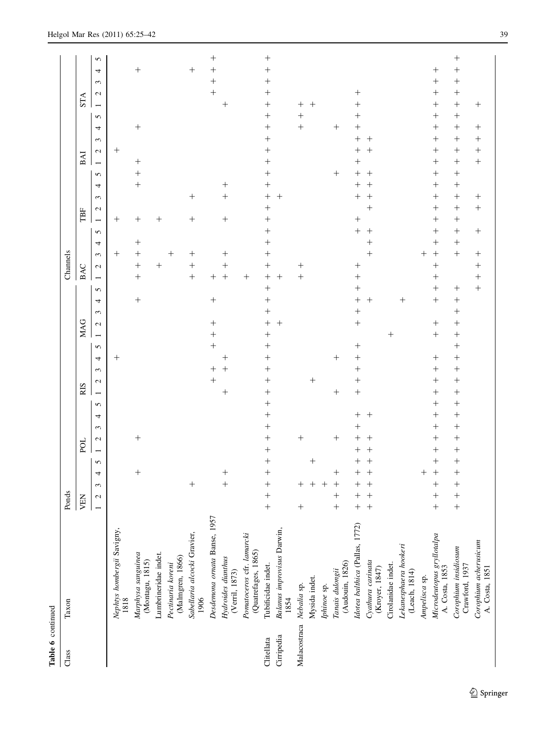**Table 6** continued

| Class | Taxon | Ponds | | | | | | | | | | | | | | | | | | | | Channels | | | | | | | | | | | | | | | | | | | |
|---|---|---|---|---|---|---|---|---|---|---|---|---|---|---|---|---|---|---|---|---|---|---|---|---|---|---|---|---|---|---|---|---|---|---|---|---|---|---|---|---|---|
| | | VEN | | | | | POL | | | | | RIS | | | | | MAG | | | | | BAC | | | | | TBF | | | | | BAI | | | | | STA | | | | |
| | | 1 | 2 | 3 | 4 | 5 | 1 | 2 | 3 | 4 | 5 | 1 | 2 | 3 | 4 | 5 | 1 | 2 | 3 | 4 | 5 | 1 | 2 | 3 | 4 | 5 | 1 | 2 | 3 | 4 | 5 | 1 | 2 | 3 | 4 | 5 | 1 | 2 | 3 | 4 | 5 |
| | *Nephtys hombergii* Savigny, 1818 | | | | | | | | | | | | | | + | | | | | | | | | + | | | + | | | | | | + | | | | | | | | |
| | *Marphysa sanguinea* (Montagu, 1815) | | | | + | | | + | | | | | | | | | | | | + | | + | + | + | | | + | | | + | + | + | | | + | | | | | + | |
| | Lumbrineridae indet. | | | | | | | | | | | | | | | | | | | | | | + | | | | + | | | | | | | | | | | | | | |
| | *Pectinaria koreni* (Malmgren, 1866) | | | | | | | | | | | | | | | | | | | | | | | + | | | | | | | | | | | | | | | | | |
| | *Sabellaria alcocki* Gravier, 1906 | | | + | | | | | | | | | | | | | | | | | | + | + | + | | | + | | + | | | | | | | | | | | + | |
| | *Desdemona ornata* Banse, 1957 | | | | | | | | | | | | + | + | | | + | + | | + | | + | | | | | | | | | | | | | | | | + | + | + | + |
| | *Hydroides dianthus* (Verril, 1873) | | | + | + | | | | | | | + | | + | + | | | | | | | + | + | + | | | + | | + | + | | | | | | | + | | | | |
| | *Pomatoceros* cfr. *lamarcki* (Quatrefages, 1865) | | | | | | | | | | | | | | | | | | | | | + | | | | | | | | | | | | | | | | | | | |
| Clitellata | Tubificidae indet. | + | + | + | + | + | + | + | + | + | + | + | + | + | + | + | + | + | + | + | + | + | + | + | + | + | + | + | + | + | + | + | + | + | + | + | + | + | + | + | + |
| Cirripedia | *Balanus improvisus* Darwin, 1854 | | | | | | | | | | | | | | | | | + | | | | + | | | | | | | + | | | | | | | | | | | | |
| Malacostraca | *Nebalia* sp. | + | | + | | | | + | | | | | | | | | | | | | | + | + | | | | | | | | | | | | + | + | + | | | | |
| | Mysida indet. | | | + | | + | | | | | | | + | | | | | | | | | | | | | | | | | | | | | | | | + | | | | |
| | *Iphinoe* sp. | | | + | | | | | | | | | | | | | | | | | | | | | | | | | | | | | | | | | | | | | |
| | *Tanais dulongii* (Audouin, 1826) | + | + | | + | | | + | | | | + | | | + | | | | | | | | | | | | | | | | + | | | | + | | | | | | |
| | *Idotea balthica* (Pallas, 1772) | + | + | + | + | + | + | + | + | + | | + | + | + | + | + | | + | + | + | + | + | + | | | + | + | | + | + | + | + | + | + | + | + | + | + | | | |
| | *Cyathura carinata* (Kroyer, 1847) | + | + | + | + | + | + | + | | + | | | | | | | | | | + | | | | + | + | + | | + | + | + | + | | + | + | | | | | | | |
| | Cirolanidae indet. | | | | | | | | | | | | | | | | + | | | | | | | | | | | | | | | | | | | | | | | | |
| | *Lekanesphaera hookeri* (Leach, 1814) | | | | | | | | | | | | | | | | | | | + | | | | | | | | | | | | | | | | | | | | | |
| | *Ampelisca* sp. | | | | + | | | | | | | | | | | | | | | | | | | + | | | | | | | | | | | | | | | | | |
| | *Microdeutopus gryllotalpa* A. Costa, 1853 | + | + | + | + | + | + | + | + | + | + | + | + | + | + | + | + | | | + | + | + | + | + | + | + | + | + | + | + | + | + | + | + | + | + | + | + | + | + | |
| | *Corophium insidiosum* Crawford, 1937 | + | + | + | + | + | + | + | + | + | + | + | + | + | + | + | + | + | + | + | + | | | + | + | + | + | + | + | + | + | + | + | + | + | + | + | + | + | + | + |
| | *Corophium acherusicum* A. Costa, 1851 | | | | | | | | | | | | | | | | | | | | + | + | + | + | | + | | + | | | | + | + | + | | | + | | | | |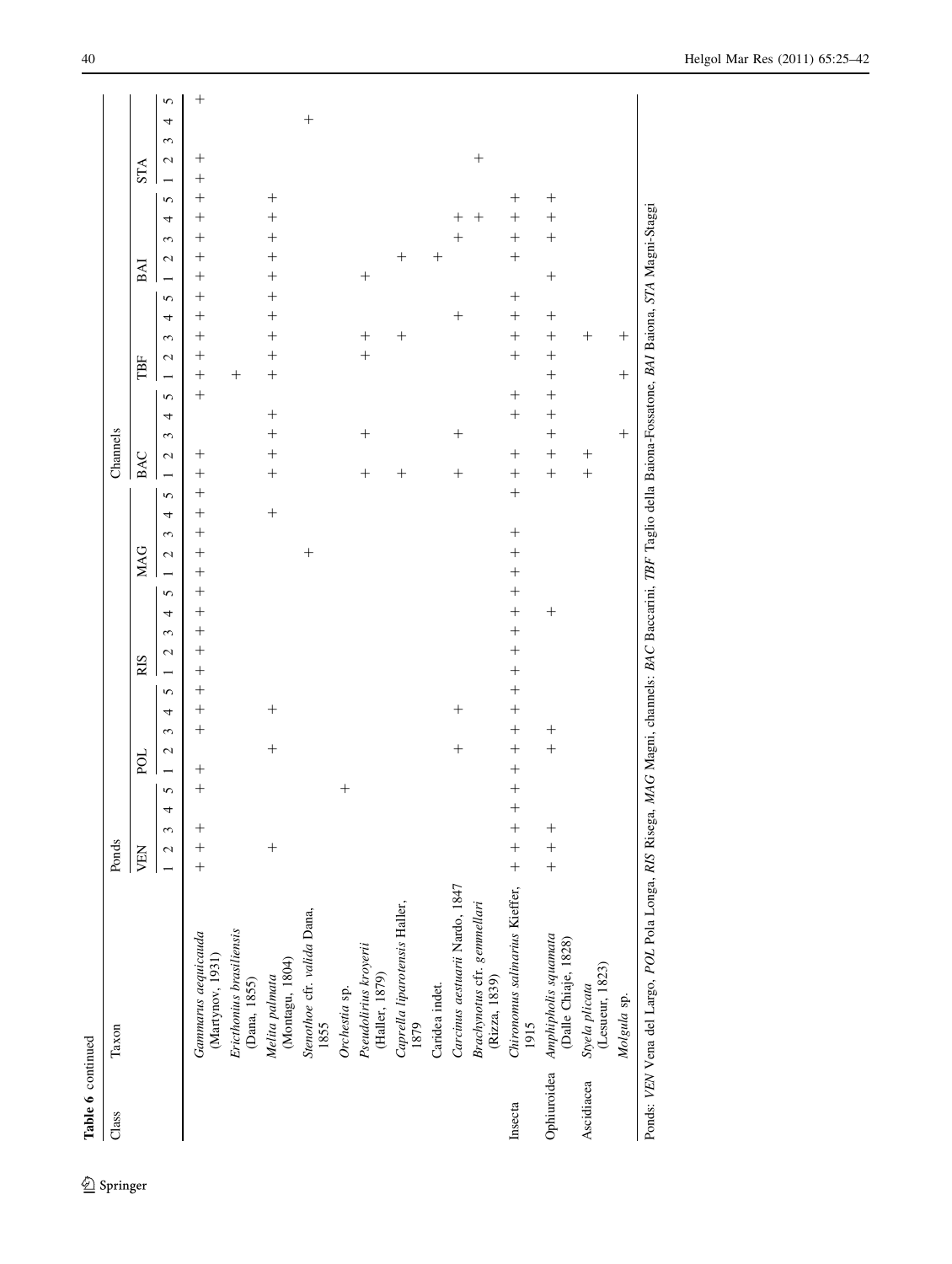**Table 6** continued

| Class | Taxon | Ponds | | | | | | | | | | | | | | | | | | | | Channels | | | | | | | | | | | | | | | | | | | |
|---|---|---|---|---|---|---|---|---|---|---|---|---|---|---|---|---|---|---|---|---|---|---|---|---|---|---|---|---|---|---|---|---|---|---|---|---|---|---|---|---|---|
| | | VEN | | | | | POL | | | | | RIS | | | | | MAG | | | | | BAC | | | | | TBF | | | | | BAI | | | | | STA | | | | |
| | | 1 | 2 | 3 | 4 | 5 | 1 | 2 | 3 | 4 | 5 | 1 | 2 | 3 | 4 | 5 | 1 | 2 | 3 | 4 | 5 | 1 | 2 | 3 | 4 | 5 | 1 | 2 | 3 | 4 | 5 | 1 | 2 | 3 | 4 | 5 | 1 | 2 | 3 | 4 | 5 |
| | *Gammarus aequicauda* (Martynov, 1931) | + | + | + | | + | + | | + | + | + | + | + | + | + | + | + | + | + | + | + | + | + | | | | + | + | + | + | + | + | + | + | + | + | + | + | | | + |
| | *Ericthonius brasiliensis* (Dana, 1855) | | | | | | | | | | | | | | | | | | | | | | | | | | | + | | | | | | | | | | | | | |
| | *Melita palmata* (Montagu, 1804) | | + | | | | | + | | + | | | | | | | | | | + | | + | + | + | + | | + | + | + | + | + | + | + | + | + | + | | | | | |
| | *Stenothoe* cfr. *valida* Dana, 1855 | | | | | | | | | | | | | | | | | + | | | | | | | | | | | | | | | | | | | | | | + | |
| | *Orchestia* sp. | | | | | + | | | | | | | | | | | | | | | | | | | | | | | | | | | | | | | | | | | |
| | *Pseudolirius kroyerii* (Haller, 1879) | | | | | | | | | | | | | | | | | | | | | + | | + | | | | + | + | | | + | | | | | | | | | |
| | *Caprella liparotensis* Haller, 1879 | | | | | | | | | | | | | | | | | | | | | + | | | | | | | + | | | | + | | | | | | | | |
| | Caridea indet. | | | | | | | | | | | | | | | | | | | | | | | | | | | | | | | + | | | | | | | | | |
| | *Carcinus aestuarii* Nardo, 1847 | | | | | | | + | | + | | | | | | | | | | | | + | | + | | | | | | + | | | | + | + | | | | | | |
| | *Brachynotus* cfr. *gemmellari* (Rizza, 1839) | | | | | | | | | | | | | | | | | | | | | | | | | | | | | | | | | | + | | | + | | | |
| Insecta | *Chironomus salinarius* Kieffer, 1915 | + | + | + | + | + | + | + | + | + | + | + | + | + | + | + | + | + | + | | | + | + | | + | + | | + | + | + | + | | + | + | + | + | | | | | |
| Ophiuroidea | *Amphipholis squamata* (Dalle Chiaje, 1828) | + | + | + | | | | + | + | | | | | | + | | | | | | | + | + | + | + | + | + | + | + | + | | + | | + | + | + | | | | | |
| Ascidiacea | *Styela plicata* (Lesueur, 1823) | | | | | | | | | | | | | | | | | | | | | + | + | | | | | | + | | | | | | | | | | | | |
| | *Molgula* sp. | | | | | | | | | | | | | | | | | | | | | | | + | | | + | | + | | | | | | | | | | | | |

Ponds: *VEN* Vena del Largo, *POL* Pola Longa, *RIS* Risega, *MAG* Magni, channels: *BAC* Baccarini, *TBF* Taglio della Baiona-Fossatone, *BAI* Baiona, *STA* Magni-Staggi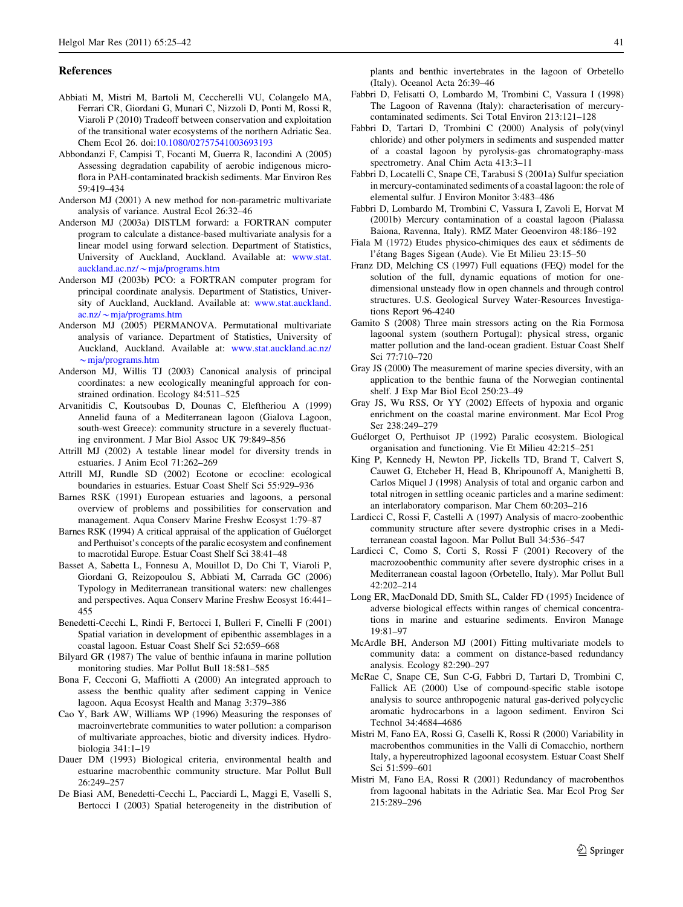## References

Abbiati M, Mistri M, Bartoli M, Ceccherelli VU, Colangelo MA, Ferrari CR, Giordani G, Munari C, Nizzoli D, Ponti M, Rossi R, Viaroli P (2010) Tradeoff between conservation and exploitation of the transitional water ecosystems of the northern Adriatic Sea. Chem Ecol 26. doi:10.1080/02757541003693193

Abbondanzi F, Campisi T, Focanti M, Guerra R, Iacondini A (2005) Assessing degradation capability of aerobic indigenous microflora in PAH-contaminated brackish sediments. Mar Environ Res 59:419–434

Anderson MJ (2001) A new method for non-parametric multivariate analysis of variance. Austral Ecol 26:32–46

Anderson MJ (2003a) DISTLM forward: a FORTRAN computer program to calculate a distance-based multivariate analysis for a linear model using forward selection. Department of Statistics, University of Auckland, Auckland. Available at: www.stat.auckland.ac.nz/~mja/programs.htm

Anderson MJ (2003b) PCO: a FORTRAN computer program for principal coordinate analysis. Department of Statistics, University of Auckland, Auckland. Available at: www.stat.auckland.ac.nz/~mja/programs.htm

Anderson MJ (2005) PERMANOVA. Permutational multivariate analysis of variance. Department of Statistics, University of Auckland, Auckland. Available at: www.stat.auckland.ac.nz/~mja/programs.htm

Anderson MJ, Willis TJ (2003) Canonical analysis of principal coordinates: a new ecologically meaningful approach for constrained ordination. Ecology 84:511–525

Arvanitidis C, Koutsoubas D, Dounas C, Eleftheriou A (1999) Annelid fauna of a Mediterranean lagoon (Gialova Lagoon, south-west Greece): community structure in a severely fluctuating environment. J Mar Biol Assoc UK 79:849–856

Attrill MJ (2002) A testable linear model for diversity trends in estuaries. J Anim Ecol 71:262–269

Attrill MJ, Rundle SD (2002) Ecotone or ecocline: ecological boundaries in estuaries. Estuar Coast Shelf Sci 55:929–936

Barnes RSK (1991) European estuaries and lagoons, a personal overview of problems and possibilities for conservation and management. Aqua Conserv Marine Freshw Ecosyst 1:79–87

Barnes RSK (1994) A critical appraisal of the application of Guélorget and Perthuisot's concepts of the paralic ecosystem and confinement to macrotidal Europe. Estuar Coast Shelf Sci 38:41–48

Basset A, Sabetta L, Fonnesu A, Mouillot D, Do Chi T, Viaroli P, Giordani G, Reizopoulou S, Abbiati M, Carrada GC (2006) Typology in Mediterranean transitional waters: new challenges and perspectives. Aqua Conserv Marine Freshw Ecosyst 16:441–455

Benedetti-Cecchi L, Rindi F, Bertocci I, Bulleri F, Cinelli F (2001) Spatial variation in development of epibenthic assemblages in a coastal lagoon. Estuar Coast Shelf Sci 52:659–668

Bilyard GR (1987) The value of benthic infauna in marine pollution monitoring studies. Mar Pollut Bull 18:581–585

Bona F, Cecconi G, Maffiotti A (2000) An integrated approach to assess the benthic quality after sediment capping in Venice lagoon. Aqua Ecosyst Health and Manag 3:379–386

Cao Y, Bark AW, Williams WP (1996) Measuring the responses of macroinvertebrate communities to water pollution: a comparison of multivariate approaches, biotic and diversity indices. Hydrobiologia 341:1–19

Dauer DM (1993) Biological criteria, environmental health and estuarine macrobenthic community structure. Mar Pollut Bull 26:249–257

De Biasi AM, Benedetti-Cecchi L, Pacciardi L, Maggi E, Vaselli S, Bertocci I (2003) Spatial heterogeneity in the distribution of plants and benthic invertebrates in the lagoon of Orbetello (Italy). Oceanol Acta 26:39–46

Fabbri D, Felisatti O, Lombardo M, Trombini C, Vassura I (1998) The Lagoon of Ravenna (Italy): characterisation of mercury-contaminated sediments. Sci Total Environ 213:121–128

Fabbri D, Tartari D, Trombini C (2000) Analysis of poly(vinyl chloride) and other polymers in sediments and suspended matter of a coastal lagoon by pyrolysis-gas chromatography-mass spectrometry. Anal Chim Acta 413:3–11

Fabbri D, Locatelli C, Snape CE, Tarabusi S (2001a) Sulfur speciation in mercury-contaminated sediments of a coastal lagoon: the role of elemental sulfur. J Environ Monitor 3:483–486

Fabbri D, Lombardo M, Trombini C, Vassura I, Zavoli E, Horvat M (2001b) Mercury contamination of a coastal lagoon (Pialassa Baiona, Ravenna, Italy). RMZ Mater Geoenviron 48:186–192

Fiala M (1972) Etudes physico-chimiques des eaux et sédiments de l'étang Bages Sigean (Aude). Vie Et Milieu 23:15–50

Franz DD, Melching CS (1997) Full equations (FEQ) model for the solution of the full, dynamic equations of motion for one-dimensional unsteady flow in open channels and through control structures. U.S. Geological Survey Water-Resources Investigations Report 96-4240

Gamito S (2008) Three main stressors acting on the Ria Formosa lagoonal system (southern Portugal): physical stress, organic matter pollution and the land-ocean gradient. Estuar Coast Shelf Sci 77:710–720

Gray JS (2000) The measurement of marine species diversity, with an application to the benthic fauna of the Norwegian continental shelf. J Exp Mar Biol Ecol 250:23–49

Gray JS, Wu RSS, Or YY (2002) Effects of hypoxia and organic enrichment on the coastal marine environment. Mar Ecol Prog Ser 238:249–279

Guélorget O, Perthuisot JP (1992) Paralic ecosystem. Biological organisation and functioning. Vie Et Milieu 42:215–251

King P, Kennedy H, Newton PP, Jickells TD, Brand T, Calvert S, Cauwet G, Etcheber H, Head B, Khripounoff A, Manighetti B, Carlos Miquel J (1998) Analysis of total and organic carbon and total nitrogen in settling oceanic particles and a marine sediment: an interlaboratory comparison. Mar Chem 60:203–216

Lardicci C, Rossi F, Castelli A (1997) Analysis of macro-zoobenthic community structure after severe dystrophic crises in a Mediterranean coastal lagoon. Mar Pollut Bull 34:536–547

Lardicci C, Como S, Corti S, Rossi F (2001) Recovery of the macrozoobenthic community after severe dystrophic crises in a Mediterranean coastal lagoon (Orbetello, Italy). Mar Pollut Bull 42:202–214

Long ER, MacDonald DD, Smith SL, Calder FD (1995) Incidence of adverse biological effects within ranges of chemical concentrations in marine and estuarine sediments. Environ Manage 19:81–97

McArdle BH, Anderson MJ (2001) Fitting multivariate models to community data: a comment on distance-based redundancy analysis. Ecology 82:290–297

McRae C, Snape CE, Sun C-G, Fabbri D, Tartari D, Trombini C, Fallick AE (2000) Use of compound-specific stable isotope analysis to source anthropogenic natural gas-derived polycyclic aromatic hydrocarbons in a lagoon sediment. Environ Sci Technol 34:4684–4686

Mistri M, Fano EA, Rossi G, Caselli K, Rossi R (2000) Variability in macrobenthos communities in the Valli di Comacchio, northern Italy, a hypereutrophized lagoonal ecosystem. Estuar Coast Shelf Sci 51:599–601

Mistri M, Fano EA, Rossi R (2001) Redundancy of macrobenthos from lagoonal habitats in the Adriatic Sea. Mar Ecol Prog Ser 215:289–296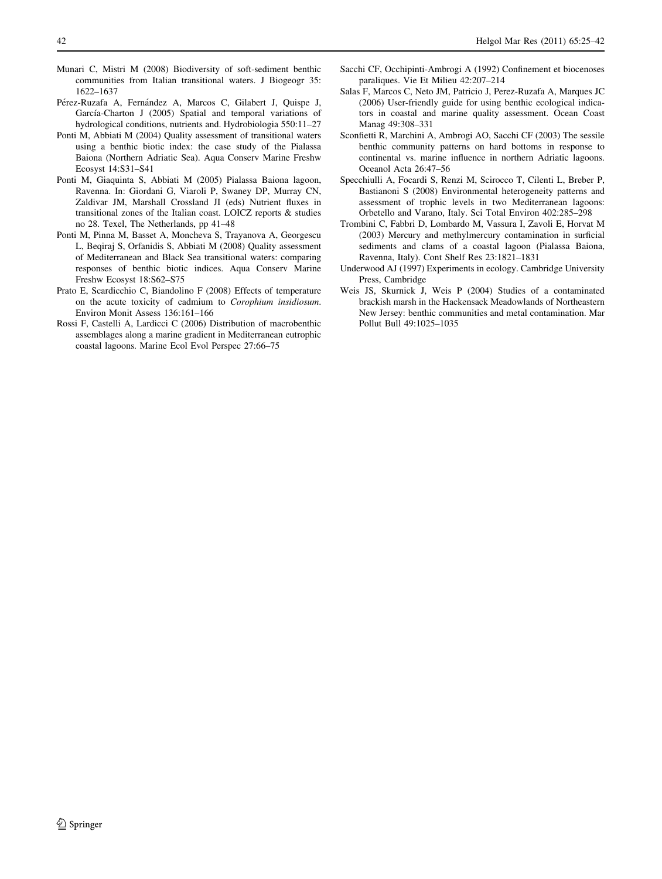Munari C, Mistri M (2008) Biodiversity of soft-sediment benthic communities from Italian transitional waters. J Biogeogr 35: 1622–1637

Pérez-Ruzafa A, Fernández A, Marcos C, Gilabert J, Quispe J, García-Charton J (2005) Spatial and temporal variations of hydrological conditions, nutrients and. Hydrobiologia 550:11–27

Ponti M, Abbiati M (2004) Quality assessment of transitional waters using a benthic biotic index: the case study of the Pialassa Baiona (Northern Adriatic Sea). Aqua Conserv Marine Freshw Ecosyst 14:S31–S41

Ponti M, Giaquinta S, Abbiati M (2005) Pialassa Baiona lagoon, Ravenna. In: Giordani G, Viaroli P, Swaney DP, Murray CN, Zaldivar JM, Marshall Crossland JI (eds) Nutrient fluxes in transitional zones of the Italian coast. LOICZ reports & studies no 28. Texel, The Netherlands, pp 41–48

Ponti M, Pinna M, Basset A, Moncheva S, Trayanova A, Georgescu L, Beqiraj S, Orfanidis S, Abbiati M (2008) Quality assessment of Mediterranean and Black Sea transitional waters: comparing responses of benthic biotic indices. Aqua Conserv Marine Freshw Ecosyst 18:S62–S75

Prato E, Scardicchio C, Biandolino F (2008) Effects of temperature on the acute toxicity of cadmium to *Corophium insidiosum*. Environ Monit Assess 136:161–166

Rossi F, Castelli A, Lardicci C (2006) Distribution of macrobenthic assemblages along a marine gradient in Mediterranean eutrophic coastal lagoons. Marine Ecol Evol Perspec 27:66–75

Sacchi CF, Occhipinti-Ambrogi A (1992) Confinement et biocenoses paraliques. Vie Et Milieu 42:207–214

Salas F, Marcos C, Neto JM, Patricio J, Perez-Ruzafa A, Marques JC (2006) User-friendly guide for using benthic ecological indicators in coastal and marine quality assessment. Ocean Coast Manag 49:308–331

Sconfietti R, Marchini A, Ambrogi AO, Sacchi CF (2003) The sessile benthic community patterns on hard bottoms in response to continental vs. marine influence in northern Adriatic lagoons. Oceanol Acta 26:47–56

Specchiulli A, Focardi S, Renzi M, Scirocco T, Cilenti L, Breber P, Bastianoni S (2008) Environmental heterogeneity patterns and assessment of trophic levels in two Mediterranean lagoons: Orbetello and Varano, Italy. Sci Total Environ 402:285–298

Trombini C, Fabbri D, Lombardo M, Vassura I, Zavoli E, Horvat M (2003) Mercury and methylmercury contamination in surficial sediments and clams of a coastal lagoon (Pialassa Baiona, Ravenna, Italy). Cont Shelf Res 23:1821–1831

Underwood AJ (1997) Experiments in ecology. Cambridge University Press, Cambridge

Weis JS, Skurnick J, Weis P (2004) Studies of a contaminated brackish marsh in the Hackensack Meadowlands of Northeastern New Jersey: benthic communities and metal contamination. Mar Pollut Bull 49:1025–1035